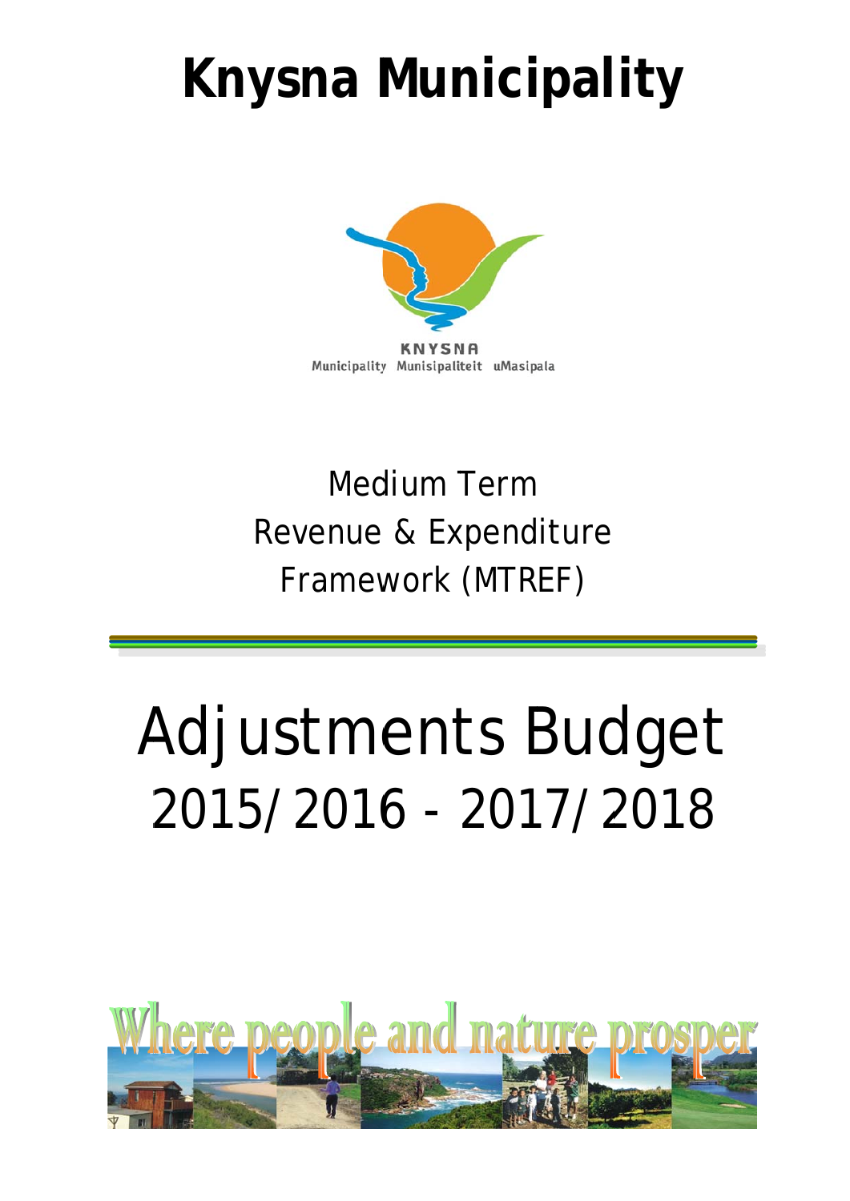# Knysna Municipality

KNYSNA
Municipality Munisipaliteit uMasipala

Medium Term
Revenue & Expenditure
Framework (MTREF)

# Adjustments Budget
## 2015/2016 - 2017/2018

Where people and nature prosper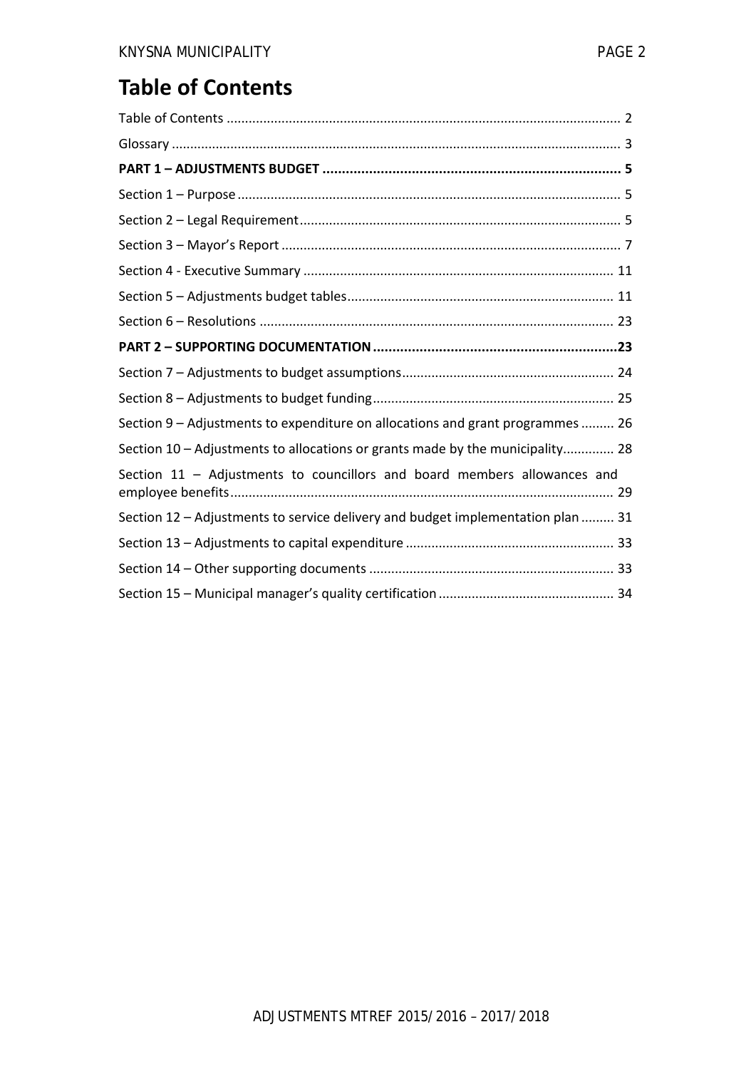# Table of Contents

Table of Contents ........................................................................................................... 2

Glossary ........................................................................................................................ 3

**PART 1 – ADJUSTMENTS BUDGET ............................................................................ 5**

Section 1 – Purpose ........................................................................................................ 5

Section 2 – Legal Requirement ....................................................................................... 5

Section 3 – Mayor's Report ............................................................................................ 7

Section 4 - Executive Summary .................................................................................... 11

Section 5 – Adjustments budget tables ......................................................................... 11

Section 6 – Resolutions ................................................................................................ 23

**PART 2 – SUPPORTING DOCUMENTATION ...............................................................23**

Section 7 – Adjustments to budget assumptions .......................................................... 24

Section 8 – Adjustments to budget funding ................................................................. 25

Section 9 – Adjustments to expenditure on allocations and grant programmes ......... 26

Section 10 – Adjustments to allocations or grants made by the municipality ............. 28

Section 11 – Adjustments to councillors and board members allowances and employee benefits ........................................................................................................ 29

Section 12 – Adjustments to service delivery and budget implementation plan ......... 31

Section 13 – Adjustments to capital expenditure ......................................................... 33

Section 14 – Other supporting documents .................................................................. 33

Section 15 – Municipal manager's quality certification ................................................ 34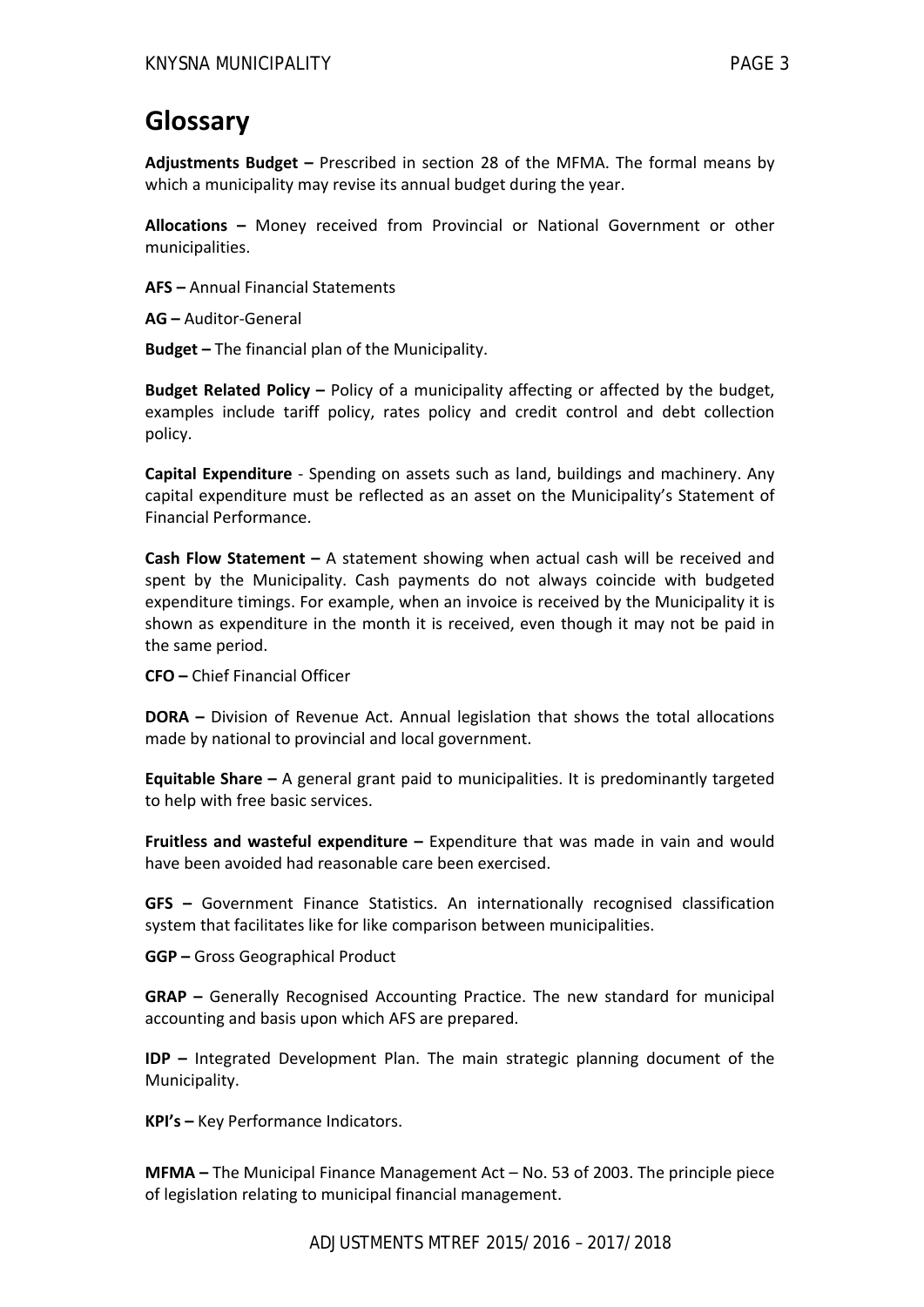# Glossary

**Adjustments Budget –** Prescribed in section 28 of the MFMA. The formal means by which a municipality may revise its annual budget during the year.

**Allocations –** Money received from Provincial or National Government or other municipalities.

**AFS –** Annual Financial Statements

**AG –** Auditor-General

**Budget –** The financial plan of the Municipality.

**Budget Related Policy –** Policy of a municipality affecting or affected by the budget, examples include tariff policy, rates policy and credit control and debt collection policy.

**Capital Expenditure** - Spending on assets such as land, buildings and machinery. Any capital expenditure must be reflected as an asset on the Municipality's Statement of Financial Performance.

**Cash Flow Statement –** A statement showing when actual cash will be received and spent by the Municipality. Cash payments do not always coincide with budgeted expenditure timings. For example, when an invoice is received by the Municipality it is shown as expenditure in the month it is received, even though it may not be paid in the same period.

**CFO –** Chief Financial Officer

**DORA –** Division of Revenue Act. Annual legislation that shows the total allocations made by national to provincial and local government.

**Equitable Share –** A general grant paid to municipalities. It is predominantly targeted to help with free basic services.

**Fruitless and wasteful expenditure –** Expenditure that was made in vain and would have been avoided had reasonable care been exercised.

**GFS –** Government Finance Statistics. An internationally recognised classification system that facilitates like for like comparison between municipalities.

**GGP –** Gross Geographical Product

**GRAP –** Generally Recognised Accounting Practice. The new standard for municipal accounting and basis upon which AFS are prepared.

**IDP –** Integrated Development Plan. The main strategic planning document of the Municipality.

**KPI's –** Key Performance Indicators.

**MFMA –** The Municipal Finance Management Act – No. 53 of 2003. The principle piece of legislation relating to municipal financial management.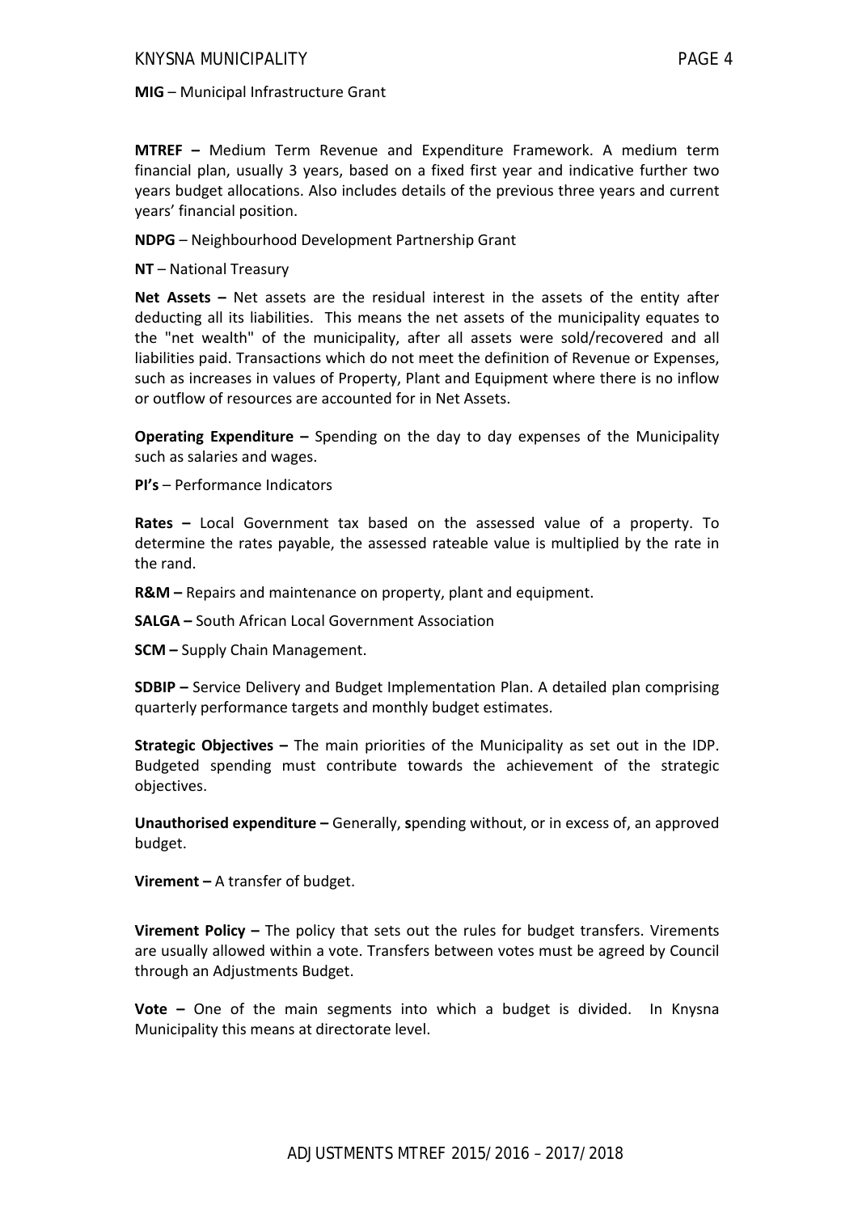**MIG** – Municipal Infrastructure Grant

**MTREF –** Medium Term Revenue and Expenditure Framework. A medium term financial plan, usually 3 years, based on a fixed first year and indicative further two years budget allocations. Also includes details of the previous three years and current years' financial position.

**NDPG** – Neighbourhood Development Partnership Grant

**NT** – National Treasury

**Net Assets –** Net assets are the residual interest in the assets of the entity after deducting all its liabilities. This means the net assets of the municipality equates to the "net wealth" of the municipality, after all assets were sold/recovered and all liabilities paid. Transactions which do not meet the definition of Revenue or Expenses, such as increases in values of Property, Plant and Equipment where there is no inflow or outflow of resources are accounted for in Net Assets.

**Operating Expenditure –** Spending on the day to day expenses of the Municipality such as salaries and wages.

**PI's** – Performance Indicators

**Rates –** Local Government tax based on the assessed value of a property. To determine the rates payable, the assessed rateable value is multiplied by the rate in the rand.

**R&M –** Repairs and maintenance on property, plant and equipment.

**SALGA –** South African Local Government Association

**SCM –** Supply Chain Management.

**SDBIP –** Service Delivery and Budget Implementation Plan. A detailed plan comprising quarterly performance targets and monthly budget estimates.

**Strategic Objectives –** The main priorities of the Municipality as set out in the IDP. Budgeted spending must contribute towards the achievement of the strategic objectives.

**Unauthorised expenditure –** Generally, **s**pending without, or in excess of, an approved budget.

**Virement –** A transfer of budget.

**Virement Policy –** The policy that sets out the rules for budget transfers. Virements are usually allowed within a vote. Transfers between votes must be agreed by Council through an Adjustments Budget.

**Vote –** One of the main segments into which a budget is divided. In Knysna Municipality this means at directorate level.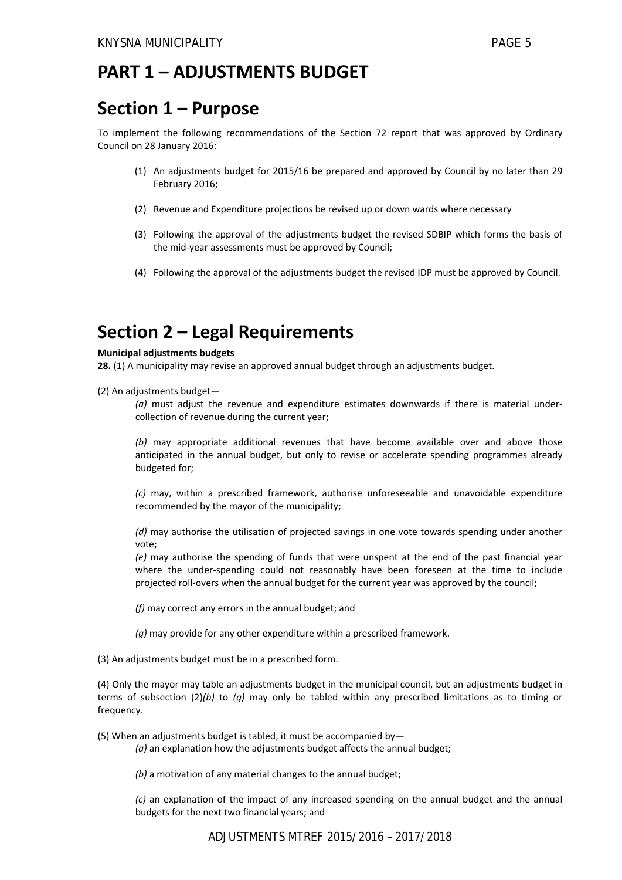# PART 1 – ADJUSTMENTS BUDGET

## Section 1 – Purpose

To implement the following recommendations of the Section 72 report that was approved by Ordinary Council on 28 January 2016:

(1) An adjustments budget for 2015/16 be prepared and approved by Council by no later than 29 February 2016;

(2) Revenue and Expenditure projections be revised up or down wards where necessary

(3) Following the approval of the adjustments budget the revised SDBIP which forms the basis of the mid-year assessments must be approved by Council;

(4) Following the approval of the adjustments budget the revised IDP must be approved by Council.

## Section 2 – Legal Requirements

**Municipal adjustments budgets**

**28.** (1) A municipality may revise an approved annual budget through an adjustments budget.

(2) An adjustments budget—

*(a)* must adjust the revenue and expenditure estimates downwards if there is material under-collection of revenue during the current year;

*(b)* may appropriate additional revenues that have become available over and above those anticipated in the annual budget, but only to revise or accelerate spending programmes already budgeted for;

*(c)* may, within a prescribed framework, authorise unforeseeable and unavoidable expenditure recommended by the mayor of the municipality;

*(d)* may authorise the utilisation of projected savings in one vote towards spending under another vote;

*(e)* may authorise the spending of funds that were unspent at the end of the past financial year where the under-spending could not reasonably have been foreseen at the time to include projected roll-overs when the annual budget for the current year was approved by the council;

*(f)* may correct any errors in the annual budget; and

*(g)* may provide for any other expenditure within a prescribed framework.

(3) An adjustments budget must be in a prescribed form.

(4) Only the mayor may table an adjustments budget in the municipal council, but an adjustments budget in terms of subsection (2)*(b)* to *(g)* may only be tabled within any prescribed limitations as to timing or frequency.

(5) When an adjustments budget is tabled, it must be accompanied by—

*(a)* an explanation how the adjustments budget affects the annual budget;

*(b)* a motivation of any material changes to the annual budget;

*(c)* an explanation of the impact of any increased spending on the annual budget and the annual budgets for the next two financial years; and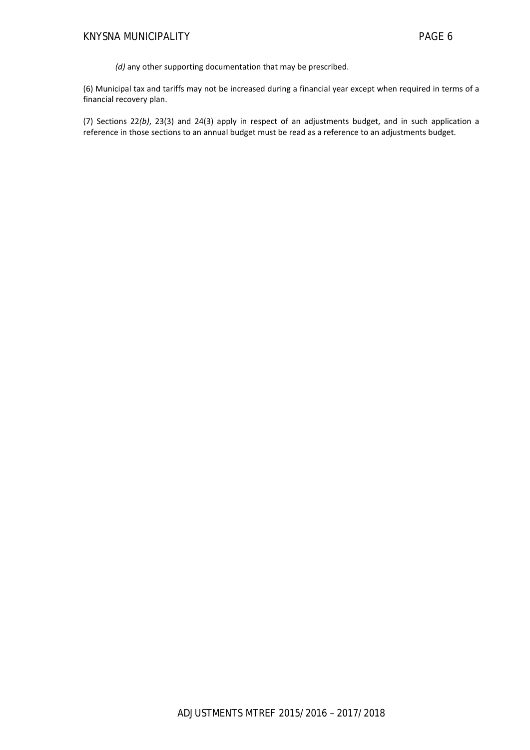*(d)* any other supporting documentation that may be prescribed.

(6) Municipal tax and tariffs may not be increased during a financial year except when required in terms of a financial recovery plan.

(7) Sections 22*(b)*, 23(3) and 24(3) apply in respect of an adjustments budget, and in such application a reference in those sections to an annual budget must be read as a reference to an adjustments budget.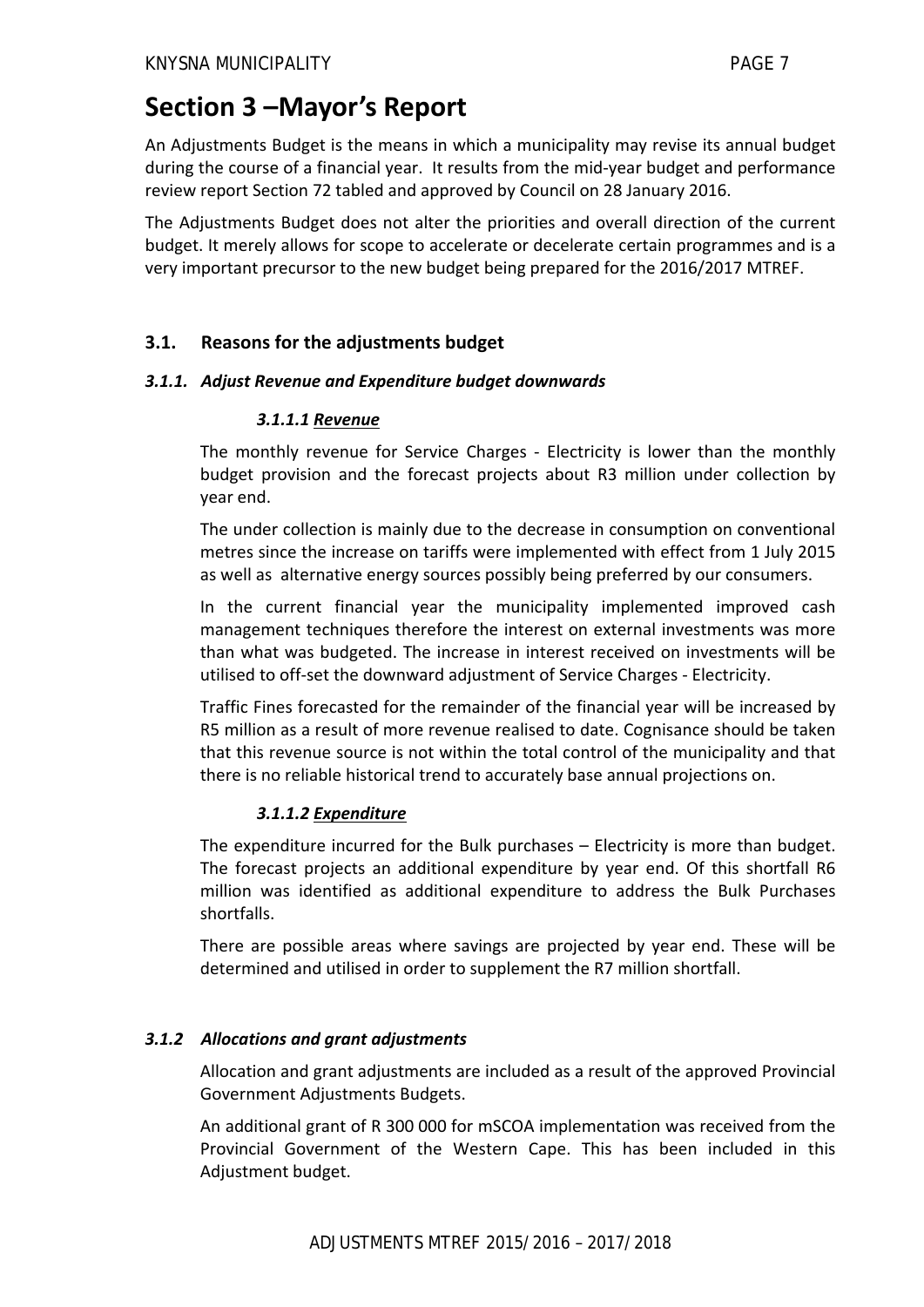# Section 3 –Mayor's Report

An Adjustments Budget is the means in which a municipality may revise its annual budget during the course of a financial year. It results from the mid-year budget and performance review report Section 72 tabled and approved by Council on 28 January 2016.

The Adjustments Budget does not alter the priorities and overall direction of the current budget. It merely allows for scope to accelerate or decelerate certain programmes and is a very important precursor to the new budget being prepared for the 2016/2017 MTREF.

## 3.1. Reasons for the adjustments budget

### *3.1.1. Adjust Revenue and Expenditure budget downwards*

#### ***3.1.1.1 <u>Revenue</u>***

The monthly revenue for Service Charges - Electricity is lower than the monthly budget provision and the forecast projects about R3 million under collection by year end.

The under collection is mainly due to the decrease in consumption on conventional metres since the increase on tariffs were implemented with effect from 1 July 2015 as well as alternative energy sources possibly being preferred by our consumers.

In the current financial year the municipality implemented improved cash management techniques therefore the interest on external investments was more than what was budgeted. The increase in interest received on investments will be utilised to off-set the downward adjustment of Service Charges - Electricity.

Traffic Fines forecasted for the remainder of the financial year will be increased by R5 million as a result of more revenue realised to date. Cognisance should be taken that this revenue source is not within the total control of the municipality and that there is no reliable historical trend to accurately base annual projections on.

#### ***3.1.1.2 <u>Expenditure</u>***

The expenditure incurred for the Bulk purchases – Electricity is more than budget. The forecast projects an additional expenditure by year end. Of this shortfall R6 million was identified as additional expenditure to address the Bulk Purchases shortfalls.

There are possible areas where savings are projected by year end. These will be determined and utilised in order to supplement the R7 million shortfall.

### *3.1.2 Allocations and grant adjustments*

Allocation and grant adjustments are included as a result of the approved Provincial Government Adjustments Budgets.

An additional grant of R 300 000 for mSCOA implementation was received from the Provincial Government of the Western Cape. This has been included in this Adjustment budget.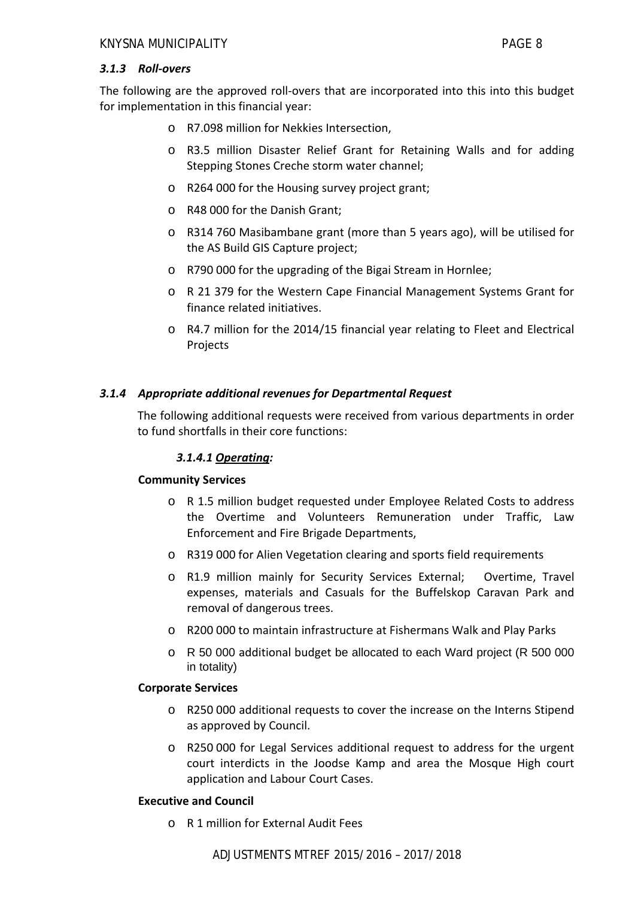### *3.1.3 Roll-overs*

The following are the approved roll-overs that are incorporated into this into this budget for implementation in this financial year:

- R7.098 million for Nekkies Intersection,
- R3.5 million Disaster Relief Grant for Retaining Walls and for adding Stepping Stones Creche storm water channel;
- R264 000 for the Housing survey project grant;
- R48 000 for the Danish Grant;
- R314 760 Masibambane grant (more than 5 years ago), will be utilised for the AS Build GIS Capture project;
- R790 000 for the upgrading of the Bigai Stream in Hornlee;
- R 21 379 for the Western Cape Financial Management Systems Grant for finance related initiatives.
- R4.7 million for the 2014/15 financial year relating to Fleet and Electrical Projects

### *3.1.4 Appropriate additional revenues for Departmental Request*

The following additional requests were received from various departments in order to fund shortfalls in their core functions:

#### *3.1.4.1 Operating:*

**Community Services**

- R 1.5 million budget requested under Employee Related Costs to address the Overtime and Volunteers Remuneration under Traffic, Law Enforcement and Fire Brigade Departments,
- R319 000 for Alien Vegetation clearing and sports field requirements
- R1.9 million mainly for Security Services External; Overtime, Travel expenses, materials and Casuals for the Buffelskop Caravan Park and removal of dangerous trees.
- R200 000 to maintain infrastructure at Fishermans Walk and Play Parks
- R 50 000 additional budget be allocated to each Ward project (R 500 000 in totality)

**Corporate Services**

- R250 000 additional requests to cover the increase on the Interns Stipend as approved by Council.
- R250 000 for Legal Services additional request to address for the urgent court interdicts in the Joodse Kamp and area the Mosque High court application and Labour Court Cases.

**Executive and Council**

- R 1 million for External Audit Fees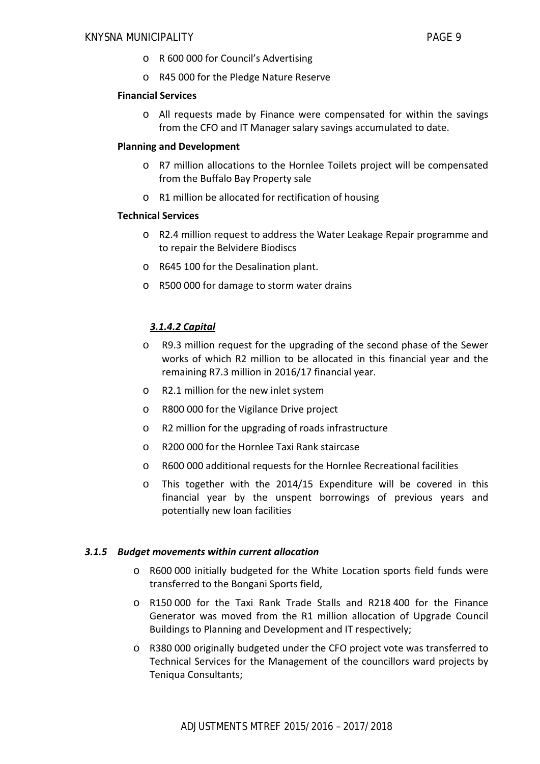- R 600 000 for Council's Advertising
- R45 000 for the Pledge Nature Reserve

**Financial Services**

- All requests made by Finance were compensated for within the savings from the CFO and IT Manager salary savings accumulated to date.

**Planning and Development**

- R7 million allocations to the Hornlee Toilets project will be compensated from the Buffalo Bay Property sale
- R1 million be allocated for rectification of housing

**Technical Services**

- R2.4 million request to address the Water Leakage Repair programme and to repair the Belvidere Biodiscs
- R645 100 for the Desalination plant.
- R500 000 for damage to storm water drains

#### *3.1.4.2 Capital*

- R9.3 million request for the upgrading of the second phase of the Sewer works of which R2 million to be allocated in this financial year and the remaining R7.3 million in 2016/17 financial year.
- R2.1 million for the new inlet system
- R800 000 for the Vigilance Drive project
- R2 million for the upgrading of roads infrastructure
- R200 000 for the Hornlee Taxi Rank staircase
- R600 000 additional requests for the Hornlee Recreational facilities
- This together with the 2014/15 Expenditure will be covered in this financial year by the unspent borrowings of previous years and potentially new loan facilities

### *3.1.5 Budget movements within current allocation*

- R600 000 initially budgeted for the White Location sports field funds were transferred to the Bongani Sports field,
- R150 000 for the Taxi Rank Trade Stalls and R218 400 for the Finance Generator was moved from the R1 million allocation of Upgrade Council Buildings to Planning and Development and IT respectively;
- R380 000 originally budgeted under the CFO project vote was transferred to Technical Services for the Management of the councillors ward projects by Teniqua Consultants;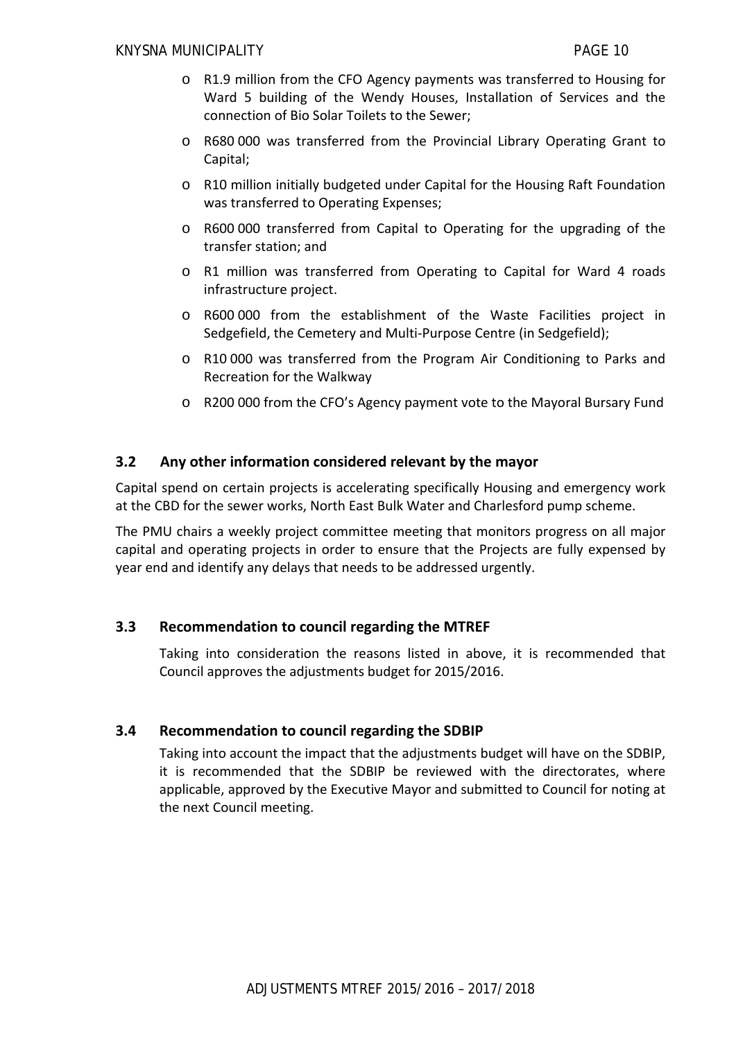- R1.9 million from the CFO Agency payments was transferred to Housing for Ward 5 building of the Wendy Houses, Installation of Services and the connection of Bio Solar Toilets to the Sewer;
- R680 000 was transferred from the Provincial Library Operating Grant to Capital;
- R10 million initially budgeted under Capital for the Housing Raft Foundation was transferred to Operating Expenses;
- R600 000 transferred from Capital to Operating for the upgrading of the transfer station; and
- R1 million was transferred from Operating to Capital for Ward 4 roads infrastructure project.
- R600 000 from the establishment of the Waste Facilities project in Sedgefield, the Cemetery and Multi-Purpose Centre (in Sedgefield);
- R10 000 was transferred from the Program Air Conditioning to Parks and Recreation for the Walkway
- R200 000 from the CFO's Agency payment vote to the Mayoral Bursary Fund

### 3.2 Any other information considered relevant by the mayor

Capital spend on certain projects is accelerating specifically Housing and emergency work at the CBD for the sewer works, North East Bulk Water and Charlesford pump scheme.

The PMU chairs a weekly project committee meeting that monitors progress on all major capital and operating projects in order to ensure that the Projects are fully expensed by year end and identify any delays that needs to be addressed urgently.

### 3.3 Recommendation to council regarding the MTREF

Taking into consideration the reasons listed in above, it is recommended that Council approves the adjustments budget for 2015/2016.

### 3.4 Recommendation to council regarding the SDBIP

Taking into account the impact that the adjustments budget will have on the SDBIP, it is recommended that the SDBIP be reviewed with the directorates, where applicable, approved by the Executive Mayor and submitted to Council for noting at the next Council meeting.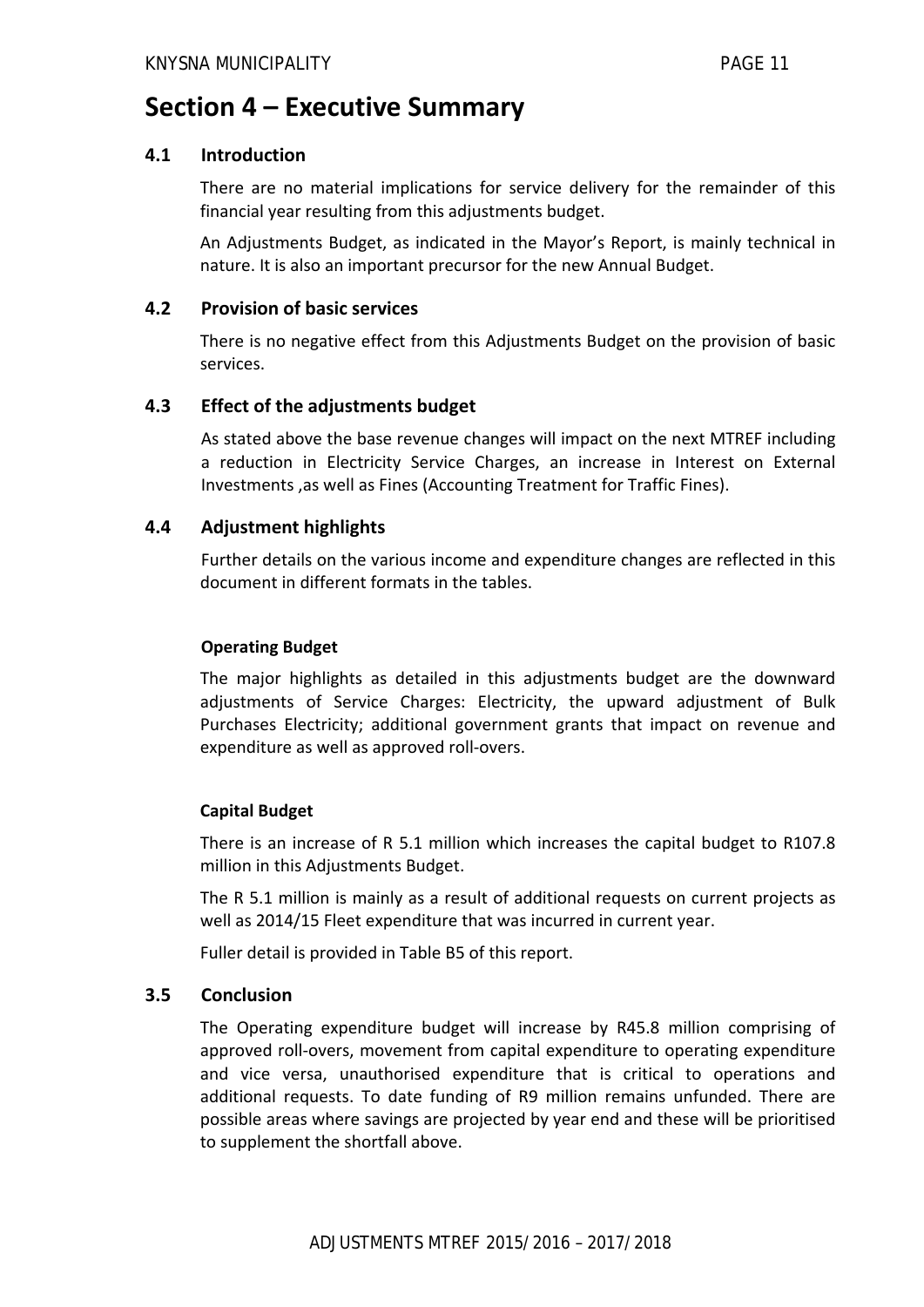# Section 4 – Executive Summary

## 4.1 Introduction

There are no material implications for service delivery for the remainder of this financial year resulting from this adjustments budget.

An Adjustments Budget, as indicated in the Mayor's Report, is mainly technical in nature. It is also an important precursor for the new Annual Budget.

## 4.2 Provision of basic services

There is no negative effect from this Adjustments Budget on the provision of basic services.

## 4.3 Effect of the adjustments budget

As stated above the base revenue changes will impact on the next MTREF including a reduction in Electricity Service Charges, an increase in Interest on External Investments ,as well as Fines (Accounting Treatment for Traffic Fines).

## 4.4 Adjustment highlights

Further details on the various income and expenditure changes are reflected in this document in different formats in the tables.

### Operating Budget

The major highlights as detailed in this adjustments budget are the downward adjustments of Service Charges: Electricity, the upward adjustment of Bulk Purchases Electricity; additional government grants that impact on revenue and expenditure as well as approved roll-overs.

### Capital Budget

There is an increase of R 5.1 million which increases the capital budget to R107.8 million in this Adjustments Budget.

The R 5.1 million is mainly as a result of additional requests on current projects as well as 2014/15 Fleet expenditure that was incurred in current year.

Fuller detail is provided in Table B5 of this report.

## 3.5 Conclusion

The Operating expenditure budget will increase by R45.8 million comprising of approved roll-overs, movement from capital expenditure to operating expenditure and vice versa, unauthorised expenditure that is critical to operations and additional requests. To date funding of R9 million remains unfunded. There are possible areas where savings are projected by year end and these will be prioritised to supplement the shortfall above.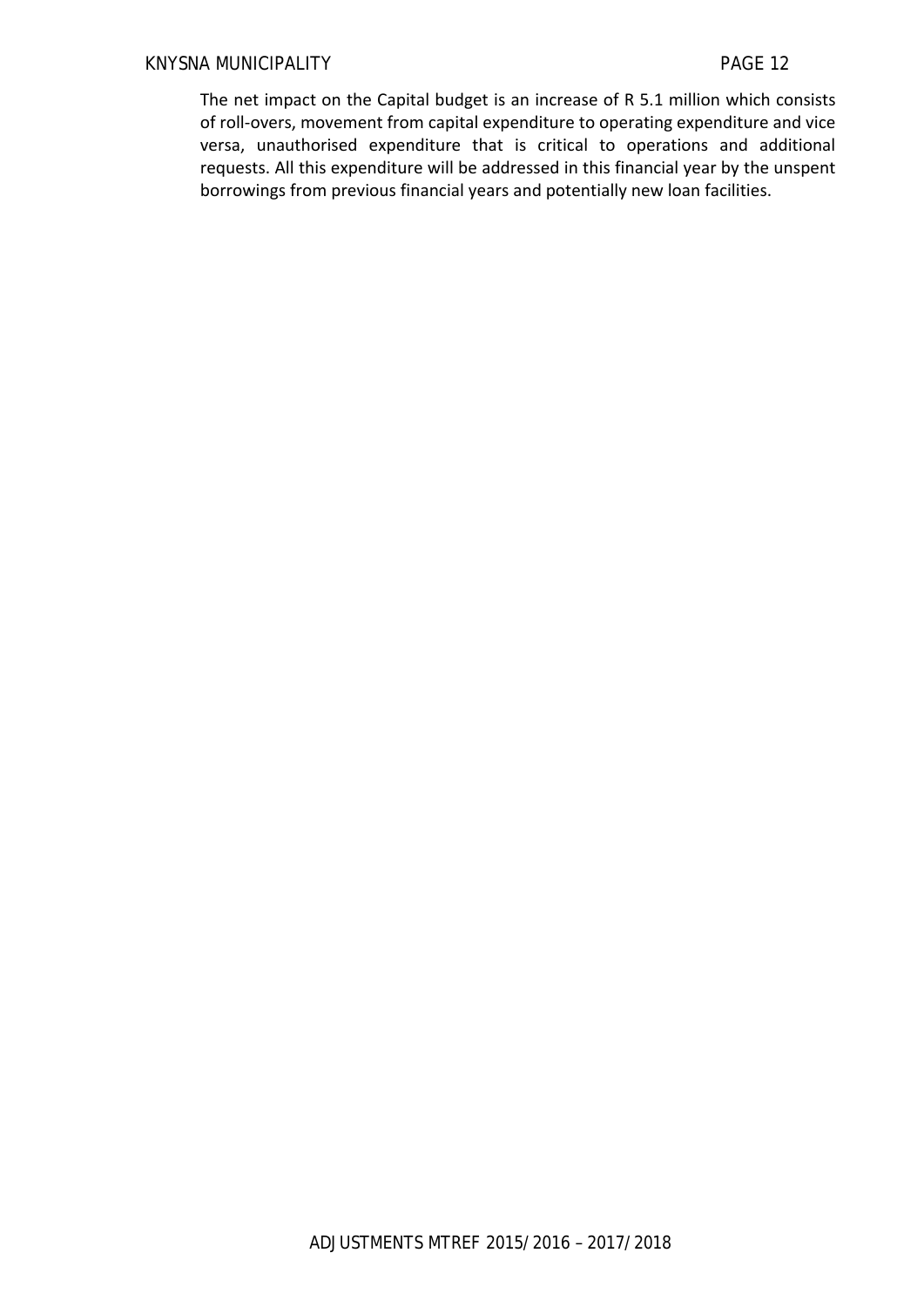The net impact on the Capital budget is an increase of R 5.1 million which consists of roll-overs, movement from capital expenditure to operating expenditure and vice versa, unauthorised expenditure that is critical to operations and additional requests. All this expenditure will be addressed in this financial year by the unspent borrowings from previous financial years and potentially new loan facilities.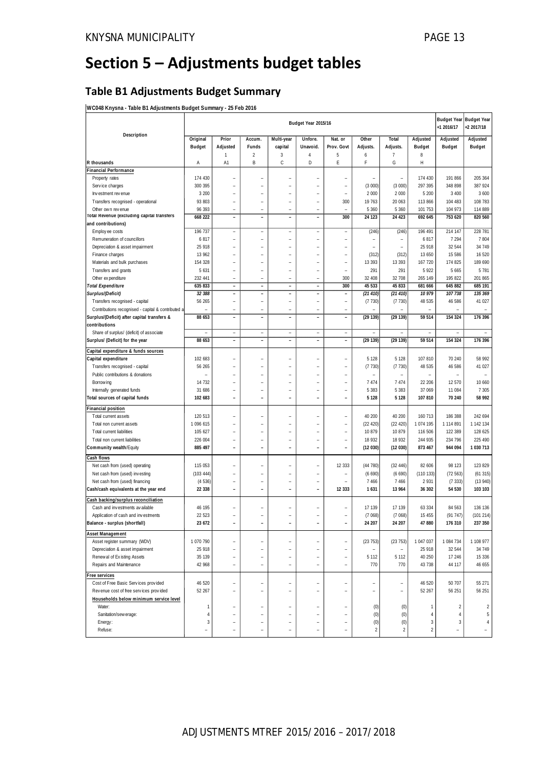# Section 5 – Adjustments budget tables

## Table B1 Adjustments Budget Summary

**WC048 Knysna - Table B1 Adjustments Budget Summary - 25 Feb 2016**

| Description | Budget Year 2015/16 | | | | | | | | | Budget Year +1 2016/17 | Budget Year +2 2017/18 |
|---|---|---|---|---|---|---|---|---|---|---|---|
| | Original Budget | Prior Adjusted | Accum. Funds | Multi-year capital | Unfore. Unavoid. | Nat. or Prov. Govt | Other Adjusts. | Total Adjusts. | Adjusted Budget | Adjusted Budget | Adjusted Budget |
| | | 1 | 2 | 3 | 4 | 5 | 6 | 7 | 8 | | |
| R thousands | A | A1 | B | C | D | E | F | G | H | | |
| **Financial Performance** | | | | | | | | | | | |
| Property rates | 174 430 | – | – | – | – | – | – | – | 174 430 | 191 866 | 205 364 |
| Service charges | 300 395 | – | – | – | – | – | (3 000) | (3 000) | 297 395 | 348 898 | 387 924 |
| Investment revenue | 3 200 | – | – | – | – | – | 2 000 | 2 000 | 5 200 | 3 400 | 3 600 |
| Transfers recognised - operational | 93 803 | – | – | – | – | 300 | 19 763 | 20 063 | 113 866 | 104 483 | 108 783 |
| Other own revenue | 96 393 | – | – | – | – | – | 5 360 | 5 360 | 101 753 | 104 973 | 114 889 |
| **Total Revenue (excluding capital transfers and contributions)** | **668 222** | **–** | **–** | **–** | **–** | **300** | **24 123** | **24 423** | **692 645** | **753 620** | **820 560** |
| Employee costs | 196 737 | – | – | – | – | – | (246) | (246) | 196 491 | 214 147 | 228 781 |
| Remuneration of councillors | 6 817 | – | – | – | – | – | – | – | 6 817 | 7 294 | 7 804 |
| Depreciation & asset impairment | 25 918 | – | – | – | – | – | – | – | 25 918 | 32 544 | 34 749 |
| Finance charges | 13 962 | – | – | – | – | – | (312) | (312) | 13 650 | 15 586 | 16 520 |
| Materials and bulk purchases | 154 328 | – | – | – | – | – | 13 393 | 13 393 | 167 720 | 174 825 | 189 690 |
| Transfers and grants | 5 631 | – | – | – | – | – | 291 | 291 | 5 922 | 5 665 | 5 781 |
| Other expenditure | 232 441 | – | – | – | – | 300 | 32 408 | 32 708 | 265 149 | 195 822 | 201 865 |
| ***Total Expenditure*** | **635 833** | **–** | **–** | **–** | **–** | **300** | **45 533** | **45 833** | **681 666** | **645 882** | **685 191** |
| ***Surplus/(Deficit)*** | ***32 388*** | **–** | **–** | **–** | **–** | **–** | ***(21 410)*** | ***(21 410)*** | ***10 979*** | ***107 738*** | ***135 369*** |
| Transfers recognised - capital | 56 265 | – | – | – | – | – | (7 730) | (7 730) | 48 535 | 46 586 | 41 027 |
| Contributions recognised - capital & contributed a | – | – | – | – | – | – | – | – | – | – | – |
| **Surplus/(Deficit) after capital transfers & contributions** | **88 653** | **–** | **–** | **–** | **–** | **–** | **(29 139)** | **(29 139)** | **59 514** | **154 324** | **176 396** |
| Share of surplus/ (deficit) of associate | – | – | – | – | – | – | – | – | – | – | – |
| **Surplus/ (Deficit) for the year** | **88 653** | **–** | **–** | **–** | **–** | **–** | **(29 139)** | **(29 139)** | **59 514** | **154 324** | **176 396** |
| **Capital expenditure & funds sources** | | | | | | | | | | | |
| **Capital expenditure** | 102 683 | – | – | – | – | – | 5 128 | 5 128 | 107 810 | 70 240 | 58 992 |
| Transfers recognised - capital | 56 265 | – | – | – | – | – | (7 730) | (7 730) | 48 535 | 46 586 | 41 027 |
| Public contributions & donations | – | – | – | – | – | – | – | – | – | – | – |
| Borrowing | 14 732 | – | – | – | – | – | 7 474 | 7 474 | 22 206 | 12 570 | 10 660 |
| Internally generated funds | 31 686 | – | – | – | – | – | 5 383 | 5 383 | 37 069 | 11 084 | 7 305 |
| **Total sources of capital funds** | **102 683** | **–** | **–** | **–** | **–** | **–** | **5 128** | **5 128** | **107 810** | **70 240** | **58 992** |
| **Financial position** | | | | | | | | | | | |
| Total current assets | 120 513 | – | – | – | – | – | 40 200 | 40 200 | 160 713 | 186 388 | 242 694 |
| Total non current assets | 1 096 615 | – | – | – | – | – | (22 420) | (22 420) | 1 074 195 | 1 114 891 | 1 142 134 |
| Total current liabilities | 105 627 | – | – | – | – | – | 10 879 | 10 879 | 116 506 | 122 389 | 128 625 |
| Total non current liabilities | 226 004 | – | – | – | – | – | 18 932 | 18 932 | 244 935 | 234 796 | 225 490 |
| **Community wealth/Equity** | **885 497** | **–** | **–** | **–** | **–** | **–** | **(12 030)** | **(12 030)** | **873 467** | **944 094** | **1 030 713** |
| **Cash flows** | | | | | | | | | | | |
| Net cash from (used) operating | 115 053 | – | – | – | – | 12 333 | (44 780) | (32 446) | 82 606 | 98 123 | 123 829 |
| Net cash from (used) investing | (103 444) | – | – | – | – | – | (6 690) | (6 690) | (110 133) | (72 563) | (61 315) |
| Net cash from (used) financing | (4 536) | – | – | – | – | – | 7 466 | 7 466 | 2 931 | (7 333) | (13 940) |
| **Cash/cash equivalents at the year end** | **22 338** | **–** | **–** | **–** | **–** | **12 333** | **1 631** | **13 964** | **36 302** | **54 530** | **103 103** |
| **Cash backing/surplus reconciliation** | | | | | | | | | | | |
| Cash and investments available | 46 195 | – | – | – | – | – | 17 139 | 17 139 | 63 334 | 84 563 | 136 136 |
| Application of cash and investments | 22 523 | – | – | – | – | – | (7 068) | (7 068) | 15 455 | (91 747) | (101 214) |
| **Balance - surplus (shortfall)** | **23 672** | **–** | **–** | **–** | **–** | **–** | **24 207** | **24 207** | **47 880** | **176 310** | **237 350** |
| **Asset Management** | | | | | | | | | | | |
| Asset register summary (WDV) | 1 070 790 | – | – | – | – | – | (23 753) | (23 753) | 1 047 037 | 1 084 734 | 1 108 977 |
| Depreciation & asset impairment | 25 918 | – | – | – | – | – | – | – | 25 918 | 32 544 | 34 749 |
| Renewal of Existing Assets | 35 139 | – | – | – | – | – | 5 112 | 5 112 | 40 250 | 17 246 | 15 336 |
| Repairs and Maintenance | 42 968 | – | – | – | – | – | 770 | 770 | 43 738 | 44 117 | 46 655 |
| **Free services** | | | | | | | | | | | |
| Cost of Free Basic Services provided | 46 520 | – | – | – | – | – | – | – | 46 520 | 50 707 | 55 271 |
| Revenue cost of free services provided | 52 267 | – | – | – | – | – | – | – | 52 267 | 56 251 | 56 251 |
| **Households below minimum service level** | | | | | | | | | | | |
| Water: | 1 | – | – | – | – | – | (0) | (0) | 1 | 2 | 2 |
| Sanitation/sewerage: | 4 | – | – | – | – | – | (0) | (0) | 4 | 4 | 5 |
| Energy: | 3 | – | – | – | – | – | (0) | (0) | 3 | 3 | 4 |
| Refuse: | – | – | – | – | – | – | 2 | 2 | 2 | – | – |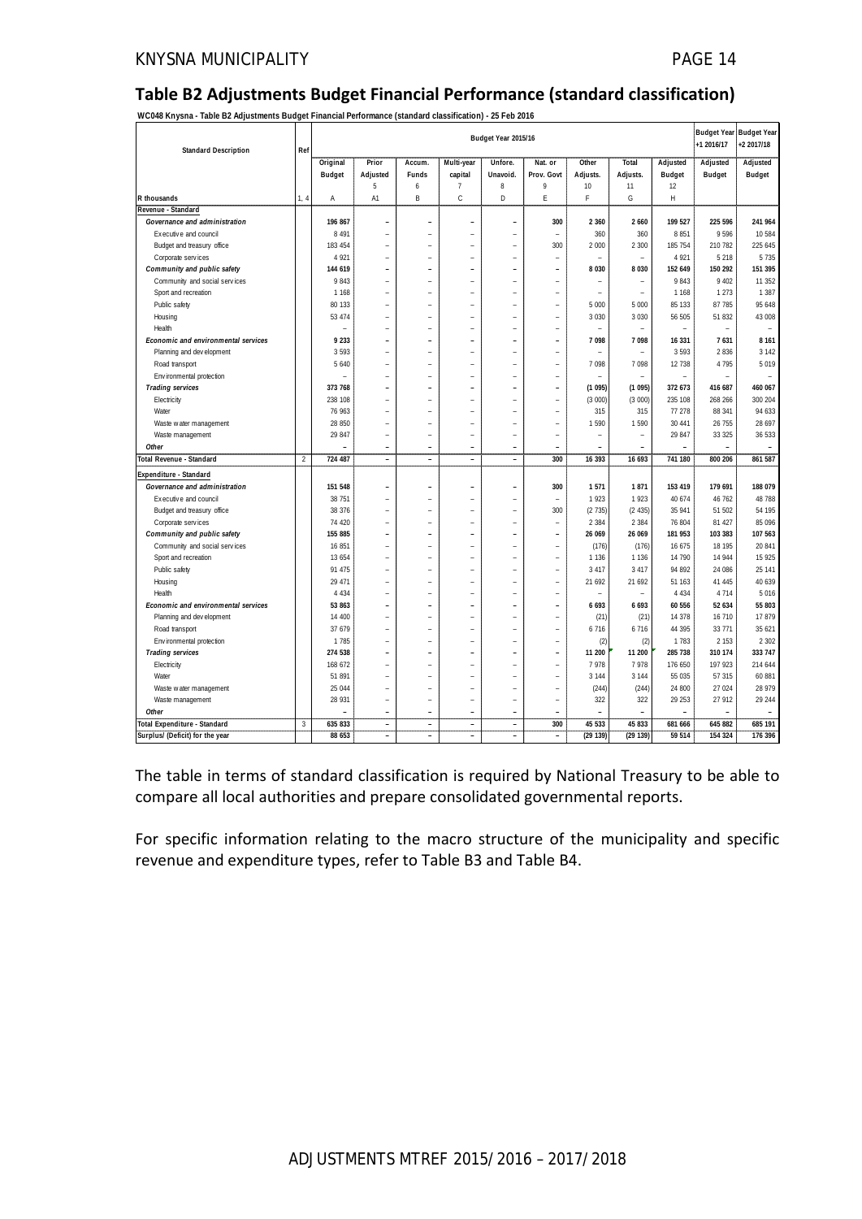## Table B2 Adjustments Budget Financial Performance (standard classification)

**WC048 Knysna - Table B2 Adjustments Budget Financial Performance (standard classification) - 25 Feb 2016**

| Standard Description | Ref | Budget Year 2015/16 | | | | | | | | | Budget Year +1 2016/17 | Budget Year +2 2017/18 |
|---|---|---|---|---|---|---|---|---|---|---|---|---|
| | | Original Budget | Prior Adjusted | Accum. Funds | Multi-year capital | Unfore. Unavoid. | Nat. or Prov. Govt | Other Adjusts. | Total Adjusts. | Adjusted Budget | Adjusted Budget | Adjusted Budget |
| | | | 5 | 6 | 7 | 8 | 9 | 10 | 11 | 12 | | |
| R thousands | 1, 4 | A | A1 | B | C | D | E | F | G | H | | |
| **Revenue - Standard** | | | | | | | | | | | | |
| ***Governance and administration*** | | **196 867** | **–** | **–** | **–** | **–** | **300** | **2 360** | **2 660** | **199 527** | **225 596** | **241 964** |
| Executive and council | | 8 491 | – | – | – | – | – | 360 | 360 | 8 851 | 9 596 | 10 584 |
| Budget and treasury office | | 183 454 | – | – | – | – | 300 | 2 000 | 2 300 | 185 754 | 210 782 | 225 645 |
| Corporate services | | 4 921 | – | – | – | – | – | – | – | 4 921 | 5 218 | 5 735 |
| ***Community and public safety*** | | **144 619** | **–** | **–** | **–** | **–** | **–** | **8 030** | **8 030** | **152 649** | **150 292** | **151 395** |
| Community and social services | | 9 843 | – | – | – | – | – | – | – | 9 843 | 9 402 | 11 352 |
| Sport and recreation | | 1 168 | – | – | – | – | – | – | – | 1 168 | 1 273 | 1 387 |
| Public safety | | 80 133 | – | – | – | – | – | 5 000 | 5 000 | 85 133 | 87 785 | 95 648 |
| Housing | | 53 474 | – | – | – | – | – | 3 030 | 3 030 | 56 505 | 51 832 | 43 008 |
| Health | | – | – | – | – | – | – | – | – | – | – | – |
| ***Economic and environmental services*** | | **9 233** | **–** | **–** | **–** | **–** | **–** | **7 098** | **7 098** | **16 331** | **7 631** | **8 161** |
| Planning and development | | 3 593 | – | – | – | – | – | – | – | 3 593 | 2 836 | 3 142 |
| Road transport | | 5 640 | – | – | – | – | – | 7 098 | 7 098 | 12 738 | 4 795 | 5 019 |
| Environmental protection | | – | – | – | – | – | – | – | – | – | – | – |
| ***Trading services*** | | **373 768** | **–** | **–** | **–** | **–** | **–** | **(1 095)** | **(1 095)** | **372 673** | **416 687** | **460 067** |
| Electricity | | 238 108 | – | – | – | – | – | (3 000) | (3 000) | 235 108 | 268 266 | 300 204 |
| Water | | 76 963 | – | – | – | – | – | 315 | 315 | 77 278 | 88 341 | 94 633 |
| Waste water management | | 28 850 | – | – | – | – | – | 1 590 | 1 590 | 30 441 | 26 755 | 28 697 |
| Waste management | | 29 847 | – | – | – | – | – | – | – | 29 847 | 33 325 | 36 533 |
| ***Other*** | | – | – | – | – | – | – | – | – | – | – | – |
| **Total Revenue - Standard** | 2 | **724 487** | **–** | **–** | **–** | **–** | **300** | **16 393** | **16 693** | **741 180** | **800 206** | **861 587** |
| **Expenditure - Standard** | | | | | | | | | | | | |
| ***Governance and administration*** | | **151 548** | **–** | **–** | **–** | **–** | **300** | **1 571** | **1 871** | **153 419** | **179 691** | **188 079** |
| Executive and council | | 38 751 | – | – | – | – | – | 1 923 | 1 923 | 40 674 | 46 762 | 48 788 |
| Budget and treasury office | | 38 376 | – | – | – | – | 300 | (2 735) | (2 435) | 35 941 | 51 502 | 54 195 |
| Corporate services | | 74 420 | – | – | – | – | – | 2 384 | 2 384 | 76 804 | 81 427 | 85 096 |
| ***Community and public safety*** | | **155 885** | **–** | **–** | **–** | **–** | **–** | **26 069** | **26 069** | **181 953** | **103 383** | **107 563** |
| Community and social services | | 16 851 | – | – | – | – | – | (176) | (176) | 16 675 | 18 195 | 20 841 |
| Sport and recreation | | 13 654 | – | – | – | – | – | 1 136 | 1 136 | 14 790 | 14 944 | 15 925 |
| Public safety | | 91 475 | – | – | – | – | – | 3 417 | 3 417 | 94 892 | 24 086 | 25 141 |
| Housing | | 29 471 | – | – | – | – | – | 21 692 | 21 692 | 51 163 | 41 445 | 40 639 |
| Health | | 4 434 | – | – | – | – | – | – | – | 4 434 | 4 714 | 5 016 |
| ***Economic and environmental services*** | | **53 863** | **–** | **–** | **–** | **–** | **–** | **6 693** | **6 693** | **60 556** | **52 634** | **55 803** |
| Planning and development | | 14 400 | – | – | – | – | – | (21) | (21) | 14 378 | 16 710 | 17 879 |
| Road transport | | 37 679 | – | – | – | – | – | 6 716 | 6 716 | 44 395 | 33 771 | 35 621 |
| Environmental protection | | 1 785 | – | – | – | – | – | (2) | (2) | 1 783 | 2 153 | 2 302 |
| ***Trading services*** | | **274 538** | **–** | **–** | **–** | **–** | **–** | **11 200** | **11 200** | **285 738** | **310 174** | **333 747** |
| Electricity | | 168 672 | – | – | – | – | – | 7 978 | 7 978 | 176 650 | 197 923 | 214 644 |
| Water | | 51 891 | – | – | – | – | – | 3 144 | 3 144 | 55 035 | 57 315 | 60 881 |
| Waste water management | | 25 044 | – | – | – | – | – | (244) | (244) | 24 800 | 27 024 | 28 979 |
| Waste management | | 28 931 | – | – | – | – | – | 322 | 322 | 29 253 | 27 912 | 29 244 |
| ***Other*** | | – | – | – | – | – | – | – | – | – | – | – |
| **Total Expenditure - Standard** | 3 | **635 833** | **–** | **–** | **–** | **–** | **300** | **45 533** | **45 833** | **681 666** | **645 882** | **685 191** |
| **Surplus/ (Deficit) for the year** | | **88 653** | **–** | **–** | **–** | **–** | **–** | **(29 139)** | **(29 139)** | **59 514** | **154 324** | **176 396** |

The table in terms of standard classification is required by National Treasury to be able to compare all local authorities and prepare consolidated governmental reports.

For specific information relating to the macro structure of the municipality and specific revenue and expenditure types, refer to Table B3 and Table B4.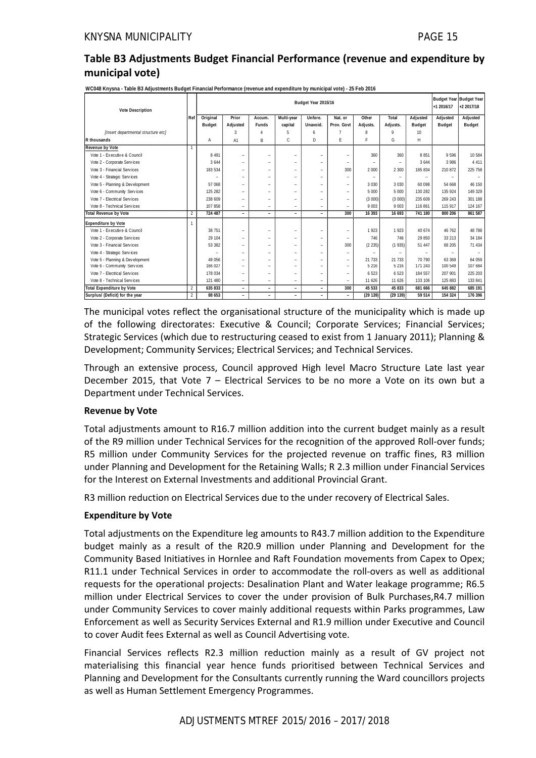## Table B3 Adjustments Budget Financial Performance (revenue and expenditure by municipal vote)

WC048 Knysna - Table B3 Adjustments Budget Financial Performance (revenue and expenditure by municipal vote) - 25 Feb 2016

| Vote Description | Ref | Budget Year 2015/16 | | | | | | | | | Budget Year +1 2016/17 | Budget Year +2 2017/18 |
|---|---|---|---|---|---|---|---|---|---|---|---|---|
| | | Original Budget | Prior Adjusted | Accum. Funds | Multi-year capital | Unfore. Unavoid. | Nat. or Prov. Govt | Other Adjusts. | Total Adjusts. | Adjusted Budget | Adjusted Budget | Adjusted Budget |
| *[Insert departmental structure etc]* | | | 3 | 4 | 5 | 6 | 7 | 8 | 9 | 10 | | |
| **R thousands** | | A | A1 | B | C | D | E | F | G | H | | |
| **Revenue by Vote** | 1 | | | | | | | | | | | |
| Vote 1 - Executive & Council | | 8 491 | – | – | – | – | – | 360 | 360 | 8 851 | 9 596 | 10 584 |
| Vote 2 - Corporate Services | | 3 644 | – | – | – | – | – | – | – | 3 644 | 3 986 | 4 411 |
| Vote 3 - Financial Services | | 183 534 | – | – | – | – | 300 | 2 000 | 2 300 | 185 834 | 210 872 | 225 758 |
| Vote 4 - Strategic Services | | – | – | – | – | – | – | – | – | – | – | – |
| Vote 5 - Planning & Development | | 57 068 | – | – | – | – | – | 3 030 | 3 030 | 60 098 | 54 668 | 46 150 |
| Vote 6 - Community Services | | 125 282 | – | – | – | – | – | 5 000 | 5 000 | 130 282 | 135 924 | 149 329 |
| Vote 7 - Electrical Services | | 238 609 | – | – | – | – | – | (3 000) | (3 000) | 235 609 | 269 243 | 301 188 |
| Vote 8 - Technical Services | | 107 858 | – | – | – | – | – | 9 003 | 9 003 | 116 861 | 115 917 | 124 167 |
| **Total Revenue by Vote** | 2 | **724 487** | **–** | **–** | **–** | **–** | **300** | **16 393** | **16 693** | **741 180** | **800 206** | **861 587** |
| **Expenditure by Vote** | 1 | | | | | | | | | | | |
| Vote 1 - Executive & Council | | 38 751 | – | – | – | – | – | 1 923 | 1 923 | 40 674 | 46 762 | 48 788 |
| Vote 2 - Corporate Services | | 29 104 | – | – | – | – | – | 746 | 746 | 29 850 | 33 213 | 34 184 |
| Vote 3 - Financial Services | | 53 382 | – | – | – | – | 300 | (2 235) | (1 935) | 51 447 | 68 205 | 71 434 |
| Vote 4 - Strategic Services | | – | – | – | – | – | – | – | – | – | – | – |
| Vote 5 - Planning & Development | | 49 056 | – | – | – | – | – | 21 733 | 21 733 | 70 790 | 63 369 | 64 059 |
| Vote 6 - Community Services | | 166 027 | – | – | – | – | – | 5 216 | 5 216 | 171 243 | 100 549 | 107 684 |
| Vote 7 - Electrical Services | | 178 034 | – | – | – | – | – | 6 523 | 6 523 | 184 557 | 207 901 | 225 203 |
| Vote 8 - Technical Services | | 121 480 | – | – | – | – | – | 11 626 | 11 626 | 133 106 | 125 883 | 133 841 |
| **Total Expenditure by Vote** | 2 | **635 833** | **–** | **–** | **–** | **–** | **300** | **45 533** | **45 833** | **681 666** | **645 882** | **685 191** |
| **Surplus/ (Deficit) for the year** | 2 | **88 653** | **–** | **–** | **–** | **–** | **–** | **(29 139)** | **(29 139)** | **59 514** | **154 324** | **176 396** |

The municipal votes reflect the organisational structure of the municipality which is made up of the following directorates: Executive & Council; Corporate Services; Financial Services; Strategic Services (which due to restructuring ceased to exist from 1 January 2011); Planning & Development; Community Services; Electrical Services; and Technical Services.

Through an extensive process, Council approved High level Macro Structure Late last year December 2015, that Vote 7 – Electrical Services to be no more a Vote on its own but a Department under Technical Services.

### Revenue by Vote

Total adjustments amount to R16.7 million addition into the current budget mainly as a result of the R9 million under Technical Services for the recognition of the approved Roll-over funds; R5 million under Community Services for the projected revenue on traffic fines, R3 million under Planning and Development for the Retaining Walls; R 2.3 million under Financial Services for the Interest on External Investments and additional Provincial Grant.

R3 million reduction on Electrical Services due to the under recovery of Electrical Sales.

### Expenditure by Vote

Total adjustments on the Expenditure leg amounts to R43.7 million addition to the Expenditure budget mainly as a result of the R20.9 million under Planning and Development for the Community Based Initiatives in Hornlee and Raft Foundation movements from Capex to Opex; R11.1 under Technical Services in order to accommodate the roll-overs as well as additional requests for the operational projects: Desalination Plant and Water leakage programme; R6.5 million under Electrical Services to cover the under provision of Bulk Purchases,R4.7 million under Community Services to cover mainly additional requests within Parks programmes, Law Enforcement as well as Security Services External and R1.9 million under Executive and Council to cover Audit fees External as well as Council Advertising vote.

Financial Services reflects R2.3 million reduction mainly as a result of GV project not materialising this financial year hence funds prioritised between Technical Services and Planning and Development for the Consultants currently running the Ward councillors projects as well as Human Settlement Emergency Programmes.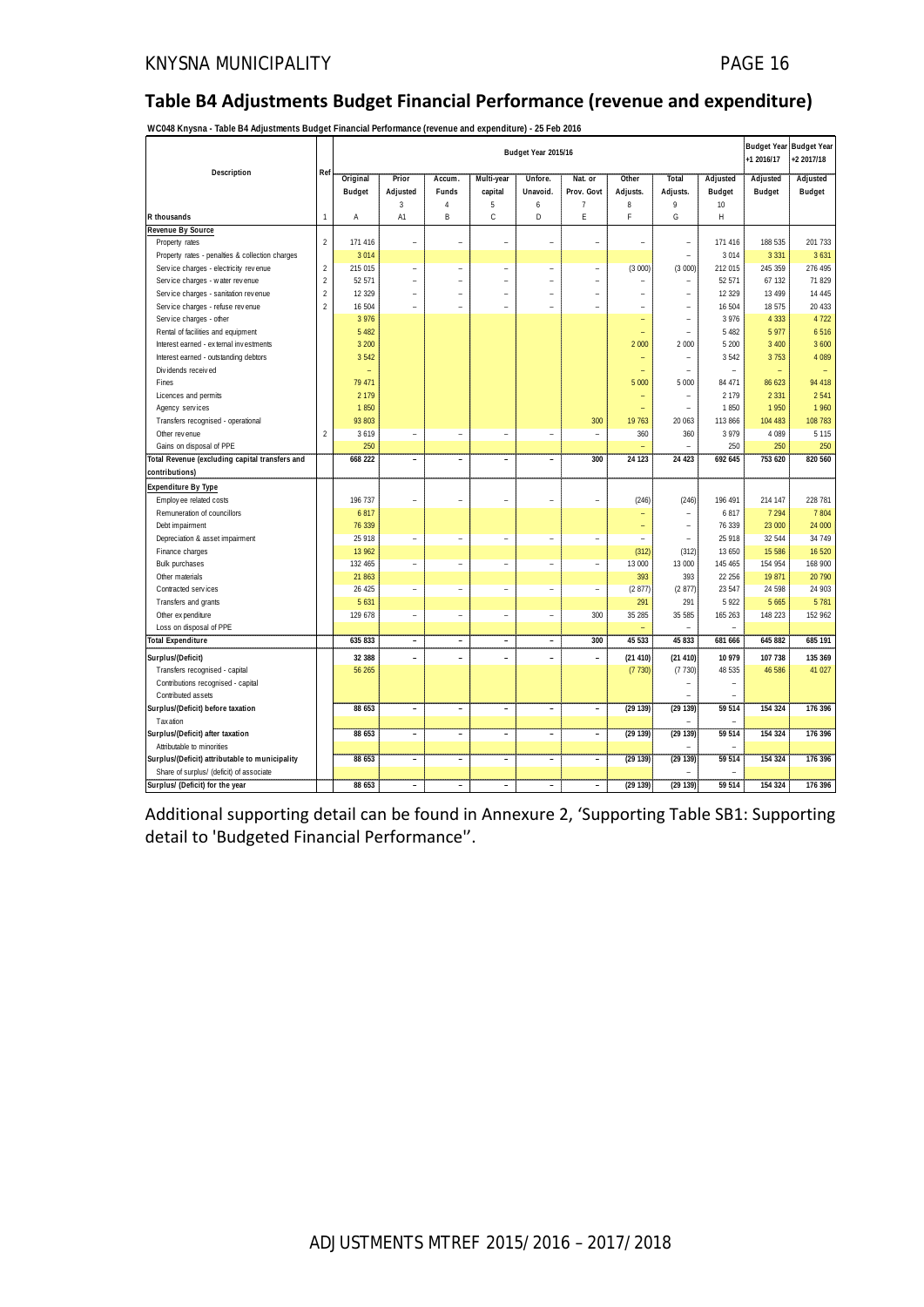## Table B4 Adjustments Budget Financial Performance (revenue and expenditure)

**WC048 Knysna - Table B4 Adjustments Budget Financial Performance (revenue and expenditure) - 25 Feb 2016**

| Description | Ref | Budget Year 2015/16 | | | | | | | | | Budget Year +1 2016/17 | Budget Year +2 2017/18 |
|---|---|---|---|---|---|---|---|---|---|---|---|---|
| | | Original Budget | Prior Adjusted | Accum. Funds | Multi-year capital | Unfore. Unavoid. | Nat. or Prov. Govt | Other Adjusts. | Total Adjusts. | Adjusted Budget | Adjusted Budget | Adjusted Budget |
| | | | 3 | 4 | 5 | 6 | 7 | 8 | 9 | 10 | | |
| R thousands | 1 | A | A1 | B | C | D | E | F | G | H | | |
| **Revenue By Source** | | | | | | | | | | | | |
| Property rates | 2 | 171 416 | – | – | – | – | – | – | – | 171 416 | 188 535 | 201 733 |
| Property rates - penalties & collection charges | | 3 014 | | | | | | | – | 3 014 | 3 331 | 3 631 |
| Service charges - electricity revenue | 2 | 215 015 | – | – | – | – | – | (3 000) | (3 000) | 212 015 | 245 359 | 276 495 |
| Service charges - water revenue | 2 | 52 571 | – | – | – | – | – | – | – | 52 571 | 67 132 | 71 829 |
| Service charges - sanitation revenue | 2 | 12 329 | – | – | – | – | – | – | – | 12 329 | 13 499 | 14 445 |
| Service charges - refuse revenue | 2 | 16 504 | – | – | – | – | – | – | – | 16 504 | 18 575 | 20 433 |
| Service charges - other | | 3 976 | | | | | | – | – | 3 976 | 4 333 | 4 722 |
| Rental of facilities and equipment | | 5 482 | | | | | | – | – | 5 482 | 5 977 | 6 516 |
| Interest earned - external investments | | 3 200 | | | | | | 2 000 | 2 000 | 5 200 | 3 400 | 3 600 |
| Interest earned - outstanding debtors | | 3 542 | | | | | | – | – | 3 542 | 3 753 | 4 089 |
| Dividends received | | – | | | | | | – | – | – | – | – |
| Fines | | 79 471 | | | | | | 5 000 | 5 000 | 84 471 | 86 623 | 94 418 |
| Licences and permits | | 2 179 | | | | | | – | – | 2 179 | 2 331 | 2 541 |
| Agency services | | 1 850 | | | | | | – | – | 1 850 | 1 950 | 1 960 |
| Transfers recognised - operational | | 93 803 | | | | | 300 | 19 763 | 20 063 | 113 866 | 104 483 | 108 783 |
| Other revenue | 2 | 3 619 | – | – | – | – | – | 360 | 360 | 3 979 | 4 089 | 5 115 |
| Gains on disposal of PPE | | 250 | | | | | | – | – | 250 | 250 | 250 |
| **Total Revenue (excluding capital transfers and contributions)** | | **668 222** | **–** | **–** | **–** | **–** | **300** | **24 123** | **24 423** | **692 645** | **753 620** | **820 560** |
| **Expenditure By Type** | | | | | | | | | | | | |
| Employee related costs | | 196 737 | – | – | – | – | – | (246) | (246) | 196 491 | 214 147 | 228 781 |
| Remuneration of councillors | | 6 817 | | | | | | – | – | 6 817 | 7 294 | 7 804 |
| Debt impairment | | 76 339 | | | | | | – | – | 76 339 | 23 000 | 24 000 |
| Depreciation & asset impairment | | 25 918 | – | – | – | – | – | – | – | 25 918 | 32 544 | 34 749 |
| Finance charges | | 13 962 | | | | | | (312) | (312) | 13 650 | 15 586 | 16 520 |
| Bulk purchases | | 132 465 | – | – | – | – | – | 13 000 | 13 000 | 145 465 | 154 954 | 168 900 |
| Other materials | | 21 863 | | | | | | 393 | 393 | 22 256 | 19 871 | 20 790 |
| Contracted services | | 26 425 | – | – | – | – | – | (2 877) | (2 877) | 23 547 | 24 598 | 24 903 |
| Transfers and grants | | 5 631 | | | | | | 291 | 291 | 5 922 | 5 665 | 5 781 |
| Other expenditure | | 129 678 | – | – | – | – | 300 | 35 285 | 35 585 | 165 263 | 148 223 | 152 962 |
| Loss on disposal of PPE | | | | | | | | – | – | – | | |
| **Total Expenditure** | | **635 833** | **–** | **–** | **–** | **–** | **300** | **45 533** | **45 833** | **681 666** | **645 882** | **685 191** |
| **Surplus/(Deficit)** | | **32 388** | **–** | **–** | **–** | **–** | **–** | **(21 410)** | **(21 410)** | **10 979** | **107 738** | **135 369** |
| Transfers recognised - capital | | 56 265 | | | | | | (7 730) | (7 730) | 48 535 | 46 586 | 41 027 |
| Contributions recognised - capital | | | | | | | | | – | – | | |
| Contributed assets | | | | | | | | | – | – | | |
| **Surplus/(Deficit) before taxation** | | **88 653** | **–** | **–** | **–** | **–** | **–** | **(29 139)** | **(29 139)** | **59 514** | **154 324** | **176 396** |
| Taxation | | | | | | | | | – | – | | |
| **Surplus/(Deficit) after taxation** | | **88 653** | **–** | **–** | **–** | **–** | **–** | **(29 139)** | **(29 139)** | **59 514** | **154 324** | **176 396** |
| Attributable to minorities | | | | | | | | | – | – | | |
| **Surplus/(Deficit) attributable to municipality** | | **88 653** | **–** | **–** | **–** | **–** | **–** | **(29 139)** | **(29 139)** | **59 514** | **154 324** | **176 396** |
| Share of surplus/ (deficit) of associate | | | | | | | | | – | – | | |
| **Surplus/ (Deficit) for the year** | | **88 653** | **–** | **–** | **–** | **–** | **–** | **(29 139)** | **(29 139)** | **59 514** | **154 324** | **176 396** |

Additional supporting detail can be found in Annexure 2, 'Supporting Table SB1: Supporting detail to 'Budgeted Financial Performance''.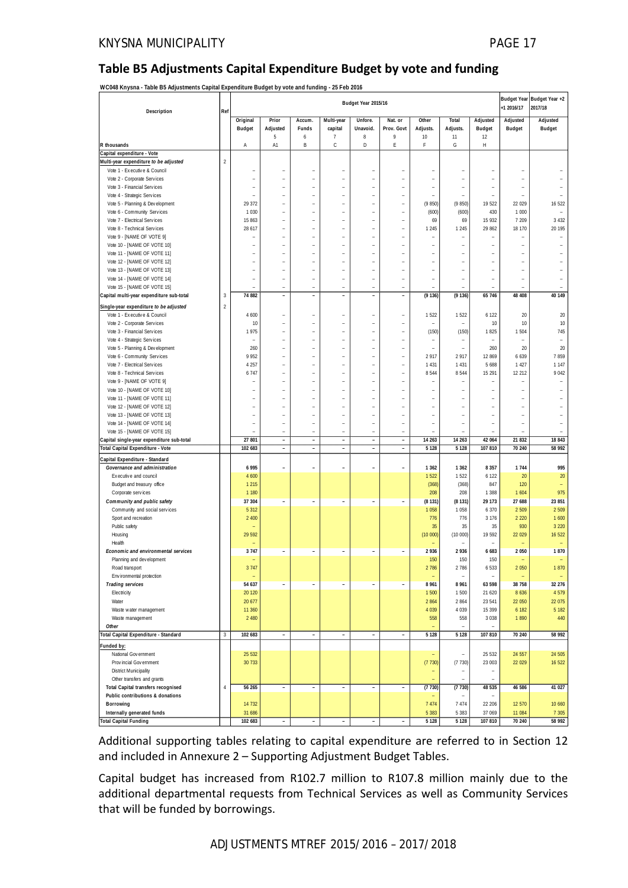## Table B5 Adjustments Capital Expenditure Budget by vote and funding

WC048 Knysna - Table B5 Adjustments Capital Expenditure Budget by vote and funding - 25 Feb 2016

| Description | Ref | Budget Year 2015/16 | | | | | | | | | Budget Year +1 2016/17 | Budget Year +2 2017/18 |
|---|---|---|---|---|---|---|---|---|---|---|---|---|
| | | Original Budget | Prior Adjusted 5 | Accum. Funds 6 | Multi-year capital 7 | Unfore. Unavoid. 8 | Nat. or Prov. Govt 9 | Other Adjusts. 10 | Total Adjusts. 11 | Adjusted Budget 12 | Adjusted Budget | Adjusted Budget |
| R thousands | | A | A1 | B | C | D | E | F | G | H | | |
| **Capital expenditure - Vote** | | | | | | | | | | | | |
| *Multi-year expenditure to be adjusted* | 2 | | | | | | | | | | | |
| Vote 1 - Executive & Council | | – | – | – | – | – | – | – | – | – | – | – |
| Vote 2 - Corporate Services | | – | – | – | – | – | – | – | – | – | – | – |
| Vote 3 - Financial Services | | – | – | – | – | – | – | – | – | – | – | – |
| Vote 4 - Strategic Services | | – | – | – | – | – | – | – | – | – | – | – |
| Vote 5 - Planning & Development | | 29 372 | – | – | – | – | – | (9 850) | (9 850) | 19 522 | 22 029 | 16 522 |
| Vote 6 - Community Services | | 1 030 | – | – | – | – | – | (600) | (600) | 430 | 1 000 | – |
| Vote 7 - Electrical Services | | 15 863 | – | – | – | – | – | 69 | 69 | 15 932 | 7 209 | 3 432 |
| Vote 8 - Technical Services | | 28 617 | – | – | – | – | – | 1 245 | 1 245 | 29 862 | 18 170 | 20 195 |
| Vote 9 - [NAME OF VOTE 9] | | – | – | – | – | – | – | – | – | – | – | – |
| Vote 10 - [NAME OF VOTE 10] | | – | – | – | – | – | – | – | – | – | – | – |
| Vote 11 - [NAME OF VOTE 11] | | – | – | – | – | – | – | – | – | – | – | – |
| Vote 12 - [NAME OF VOTE 12] | | – | – | – | – | – | – | – | – | – | – | – |
| Vote 13 - [NAME OF VOTE 13] | | – | – | – | – | – | – | – | – | – | – | – |
| Vote 14 - [NAME OF VOTE 14] | | – | – | – | – | – | – | – | – | – | – | – |
| Vote 15 - [NAME OF VOTE 15] | | – | – | – | – | – | – | – | – | – | – | – |
| **Capital multi-year expenditure sub-total** | 3 | **74 882** | **–** | **–** | **–** | **–** | **–** | **(9 136)** | **(9 136)** | **65 746** | **48 408** | **40 149** |
| *Single-year expenditure to be adjusted* | 2 | | | | | | | | | | | |
| Vote 1 - Executive & Council | | 4 600 | – | – | – | – | – | 1 522 | 1 522 | 6 122 | 20 | 20 |
| Vote 2 - Corporate Services | | 10 | – | – | – | – | – | – | – | 10 | 10 | 10 |
| Vote 3 - Financial Services | | 1 975 | – | – | – | – | – | (150) | (150) | 1 825 | 1 504 | 745 |
| Vote 4 - Strategic Services | | – | – | – | – | – | – | – | – | – | – | – |
| Vote 5 - Planning & Development | | 260 | – | – | – | – | – | – | – | 260 | 20 | 20 |
| Vote 6 - Community Services | | 9 952 | – | – | – | – | – | 2 917 | 2 917 | 12 869 | 6 639 | 7 859 |
| Vote 7 - Electrical Services | | 4 257 | – | – | – | – | – | 1 431 | 1 431 | 5 688 | 1 427 | 1 147 |
| Vote 8 - Technical Services | | 6 747 | – | – | – | – | – | 8 544 | 8 544 | 15 291 | 12 212 | 9 042 |
| Vote 9 - [NAME OF VOTE 9] | | – | – | – | – | – | – | – | – | – | – | – |
| Vote 10 - [NAME OF VOTE 10] | | – | – | – | – | – | – | – | – | – | – | – |
| Vote 11 - [NAME OF VOTE 11] | | – | – | – | – | – | – | – | – | – | – | – |
| Vote 12 - [NAME OF VOTE 12] | | – | – | – | – | – | – | – | – | – | – | – |
| Vote 13 - [NAME OF VOTE 13] | | – | – | – | – | – | – | – | – | – | – | – |
| Vote 14 - [NAME OF VOTE 14] | | – | – | – | – | – | – | – | – | – | – | – |
| Vote 15 - [NAME OF VOTE 15] | | – | – | – | – | – | – | – | – | – | – | – |
| **Capital single-year expenditure sub-total** | | **27 801** | **–** | **–** | **–** | **–** | **–** | **14 263** | **14 263** | **42 064** | **21 832** | **18 843** |
| **Total Capital Expenditure - Vote** | | **102 683** | **–** | **–** | **–** | **–** | **–** | **5 128** | **5 128** | **107 810** | **70 240** | **58 992** |
| **Capital Expenditure - Standard** | | | | | | | | | | | | |
| ***Governance and administration*** | | **6 995** | **–** | **–** | **–** | **–** | **–** | **1 362** | **1 362** | **8 357** | **1 744** | **995** |
| Executive and council | | 4 600 | | | | | | 1 522 | 1 522 | 6 122 | 20 | 20 |
| Budget and treasury office | | 1 215 | | | | | | (368) | (368) | 847 | 120 | – |
| Corporate services | | 1 180 | | | | | | 208 | 208 | 1 388 | 1 604 | 975 |
| ***Community and public safety*** | | **37 304** | **–** | **–** | **–** | **–** | **–** | **(8 131)** | **(8 131)** | **29 173** | **27 688** | **23 851** |
| Community and social services | | 5 312 | | | | | | 1 058 | 1 058 | 6 370 | 2 509 | 2 509 |
| Sport and recreation | | 2 400 | | | | | | 776 | 776 | 3 176 | 2 220 | 1 600 |
| Public safety | | – | | | | | | 35 | 35 | 35 | 930 | 3 220 |
| Housing | | 29 592 | | | | | | (10 000) | (10 000) | 19 592 | 22 029 | 16 522 |
| Health | | – | | | | | | – | – | – | – | – |
| ***Economic and environmental services*** | | **3 747** | **–** | **–** | **–** | **–** | **–** | **2 936** | **2 936** | **6 683** | **2 050** | **1 870** |
| Planning and development | | – | | | | | | 150 | 150 | 150 | – | – |
| Road transport | | 3 747 | | | | | | 2 786 | 2 786 | 6 533 | 2 050 | 1 870 |
| Environmental protection | | – | | | | | | – | – | – | – | – |
| ***Trading services*** | | **54 637** | **–** | **–** | **–** | **–** | **–** | **8 961** | **8 961** | **63 598** | **38 758** | **32 276** |
| Electricity | | 20 120 | | | | | | 1 500 | 1 500 | 21 620 | 8 636 | 4 579 |
| Water | | 20 677 | | | | | | 2 864 | 2 864 | 23 541 | 22 050 | 22 075 |
| Waste water management | | 11 360 | | | | | | 4 039 | 4 039 | 15 399 | 6 182 | 5 182 |
| Waste management | | 2 480 | | | | | | 558 | 558 | 3 038 | 1 890 | 440 |
| ***Other*** | | | | | | | | – | – | – | | |
| **Total Capital Expenditure - Standard** | 3 | **102 683** | **–** | **–** | **–** | **–** | **–** | **5 128** | **5 128** | **107 810** | **70 240** | **58 992** |
| **Funded by:** | | | | | | | | | | | | |
| National Government | | 25 532 | | | | | | – | – | 25 532 | 24 557 | 24 505 |
| Provincial Government | | 30 733 | | | | | | (7 730) | (7 730) | 23 003 | 22 029 | 16 522 |
| District Municipality | | | | | | | | – | – | – | | |
| Other transfers and grants | | | | | | | | – | – | – | | |
| **Total Capital transfers recognised** | 4 | **56 265** | **–** | **–** | **–** | **–** | **–** | **(7 730)** | **(7 730)** | **48 535** | **46 586** | **41 027** |
| **Public contributions & donations** | | | | | | | | – | – | – | | |
| **Borrowing** | | 14 732 | | | | | | 7 474 | 7 474 | 22 206 | 12 570 | 10 660 |
| **Internally generated funds** | | 31 686 | | | | | | 5 383 | 5 383 | 37 069 | 11 084 | 7 305 |
| **Total Capital Funding** | | **102 683** | **–** | **–** | **–** | **–** | **–** | **5 128** | **5 128** | **107 810** | **70 240** | **58 992** |

Additional supporting tables relating to capital expenditure are referred to in Section 12 and included in Annexure 2 – Supporting Adjustment Budget Tables.

Capital budget has increased from R102.7 million to R107.8 million mainly due to the additional departmental requests from Technical Services as well as Community Services that will be funded by borrowings.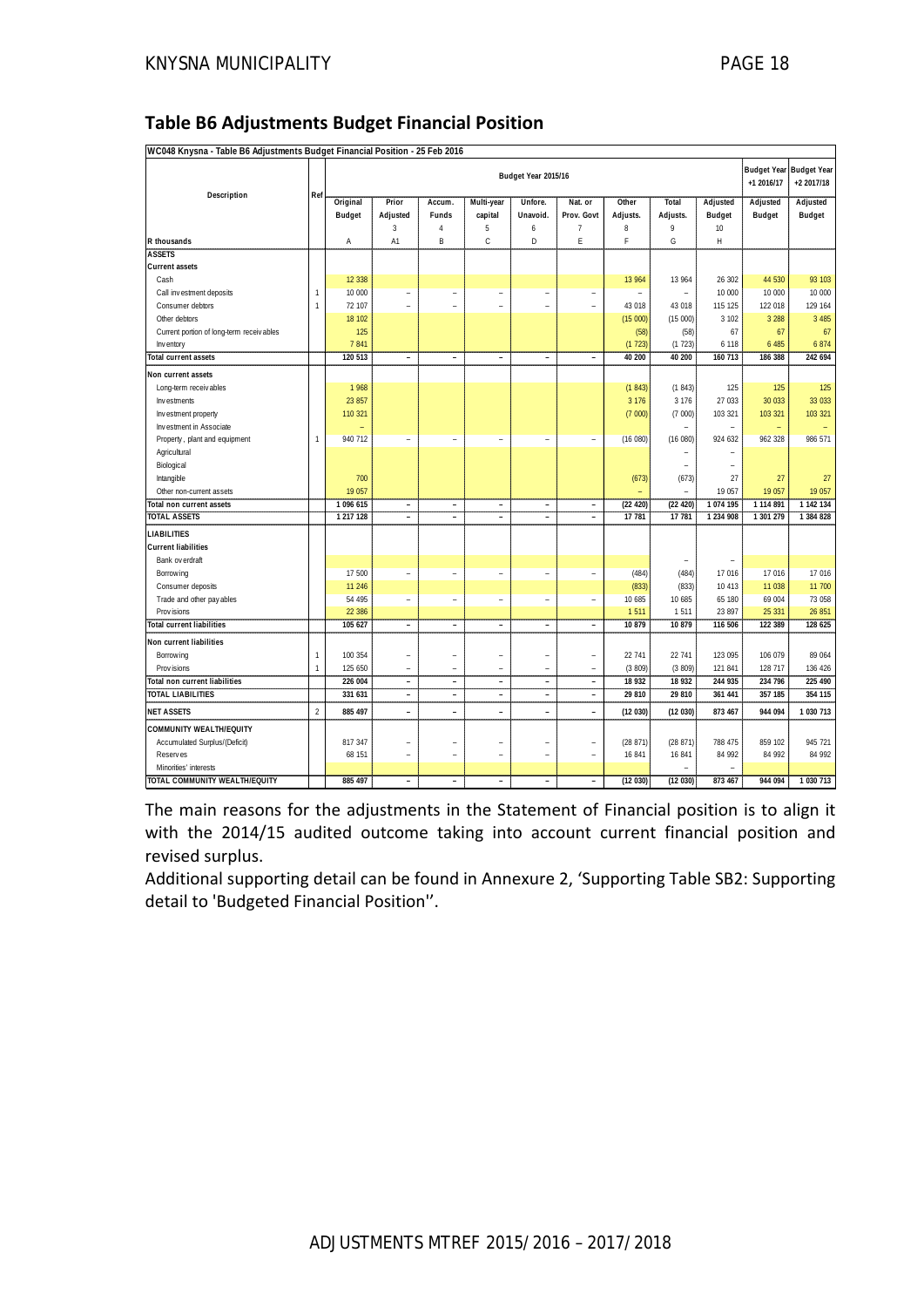## Table B6 Adjustments Budget Financial Position

| WC048 Knysna - Table B6 Adjustments Budget Financial Position - 25 Feb 2016 | | | | | | | | | | | | |
|---|---|---|---|---|---|---|---|---|---|---|---|---|
| Description | Ref | Budget Year 2015/16 | | | | | | | | | Budget Year +1 2016/17 | Budget Year +2 2017/18 |
| | | Original Budget | Prior Adjusted | Accum. Funds | Multi-year capital | Unfore. Unavoid. | Nat. or Prov. Govt | Other Adjusts. | Total Adjusts. | Adjusted Budget | Adjusted Budget | Adjusted Budget |
| | | | 3 | 4 | 5 | 6 | 7 | 8 | 9 | 10 | | |
| R thousands | | A | A1 | B | C | D | E | F | G | H | | |
| **ASSETS** | | | | | | | | | | | | |
| **Current assets** | | | | | | | | | | | | |
| Cash | | 12 338 | | | | | | 13 964 | 13 964 | 26 302 | 44 530 | 93 103 |
| Call investment deposits | 1 | 10 000 | – | – | – | – | – | – | – | 10 000 | 10 000 | 10 000 |
| Consumer debtors | 1 | 72 107 | – | – | – | – | – | 43 018 | 43 018 | 115 125 | 122 018 | 129 164 |
| Other debtors | | 18 102 | | | | | | (15 000) | (15 000) | 3 102 | 3 288 | 3 485 |
| Current portion of long-term receivables | | 125 | | | | | | (58) | (58) | 67 | 67 | 67 |
| Inventory | | 7 841 | | | | | | (1 723) | (1 723) | 6 118 | 6 485 | 6 874 |
| **Total current assets** | | 120 513 | – | – | – | – | – | 40 200 | 40 200 | 160 713 | 186 388 | 242 694 |
| **Non current assets** | | | | | | | | | | | | |
| Long-term receivables | | 1 968 | | | | | | (1 843) | (1 843) | 125 | 125 | 125 |
| Investments | | 23 857 | | | | | | 3 176 | 3 176 | 27 033 | 30 033 | 33 033 |
| Investment property | | 110 321 | | | | | | (7 000) | (7 000) | 103 321 | 103 321 | 103 321 |
| Investment in Associate | | – | | | | | | | – | – | – | – |
| Property, plant and equipment | 1 | 940 712 | – | – | – | – | – | (16 080) | (16 080) | 924 632 | 962 328 | 986 571 |
| Agricultural | | | | | | | | | – | – | | |
| Biological | | | | | | | | | – | – | | |
| Intangible | | 700 | | | | | | (673) | (673) | 27 | 27 | 27 |
| Other non-current assets | | 19 057 | | | | | | – | – | 19 057 | 19 057 | 19 057 |
| **Total non current assets** | | 1 096 615 | – | – | – | – | – | (22 420) | (22 420) | 1 074 195 | 1 114 891 | 1 142 134 |
| **TOTAL ASSETS** | | 1 217 128 | – | – | – | – | – | 17 781 | 17 781 | 1 234 908 | 1 301 279 | 1 384 828 |
| **LIABILITIES** | | | | | | | | | | | | |
| **Current liabilities** | | | | | | | | | | | | |
| Bank overdraft | | | | | | | | | – | – | | |
| Borrowing | | 17 500 | – | – | – | – | – | (484) | (484) | 17 016 | 17 016 | 17 016 |
| Consumer deposits | | 11 246 | | | | | | (833) | (833) | 10 413 | 11 038 | 11 700 |
| Trade and other payables | | 54 495 | – | – | – | – | – | 10 685 | 10 685 | 65 180 | 69 004 | 73 058 |
| Provisions | | 22 386 | | | | | | 1 511 | 1 511 | 23 897 | 25 331 | 26 851 |
| **Total current liabilities** | | 105 627 | – | – | – | – | – | 10 879 | 10 879 | 116 506 | 122 389 | 128 625 |
| **Non current liabilities** | | | | | | | | | | | | |
| Borrowing | 1 | 100 354 | – | – | – | – | – | 22 741 | 22 741 | 123 095 | 106 079 | 89 064 |
| Provisions | 1 | 125 650 | – | – | – | – | – | (3 809) | (3 809) | 121 841 | 128 717 | 136 426 |
| **Total non current liabilities** | | 226 004 | – | – | – | – | – | 18 932 | 18 932 | 244 935 | 234 796 | 225 490 |
| **TOTAL LIABILITIES** | | 331 631 | – | – | – | – | – | 29 810 | 29 810 | 361 441 | 357 185 | 354 115 |
| **NET ASSETS** | 2 | 885 497 | – | – | – | – | – | (12 030) | (12 030) | 873 467 | 944 094 | 1 030 713 |
| **COMMUNITY WEALTH/EQUITY** | | | | | | | | | | | | |
| Accumulated Surplus/(Deficit) | | 817 347 | – | – | – | – | – | (28 871) | (28 871) | 788 475 | 859 102 | 945 721 |
| Reserves | | 68 151 | – | – | – | – | – | 16 841 | 16 841 | 84 992 | 84 992 | 84 992 |
| Minorities' interests | | | | | | | | | – | – | | |
| **TOTAL COMMUNITY WEALTH/EQUITY** | | 885 497 | – | – | – | – | – | (12 030) | (12 030) | 873 467 | 944 094 | 1 030 713 |

The main reasons for the adjustments in the Statement of Financial position is to align it with the 2014/15 audited outcome taking into account current financial position and revised surplus.

Additional supporting detail can be found in Annexure 2, 'Supporting Table SB2: Supporting detail to 'Budgeted Financial Position''.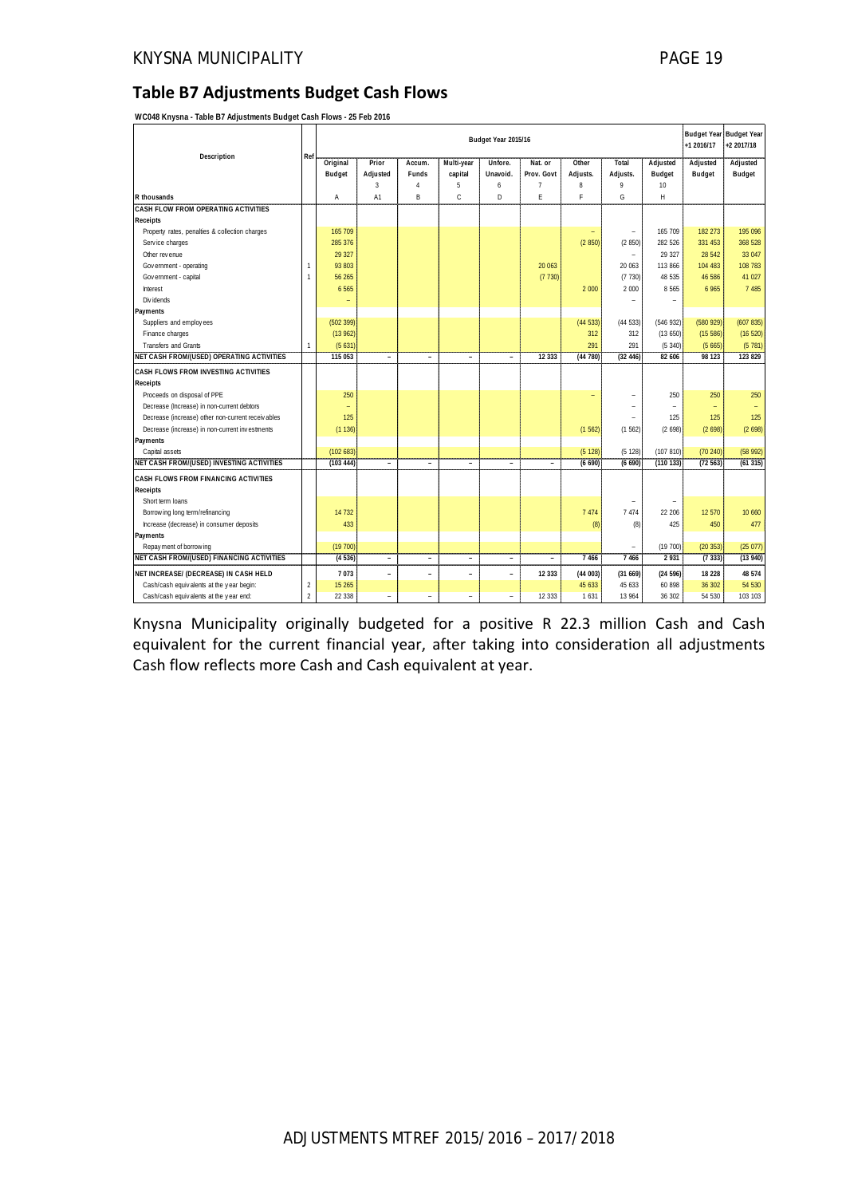## Table B7 Adjustments Budget Cash Flows

**WC048 Knysna - Table B7 Adjustments Budget Cash Flows - 25 Feb 2016**

| Description | Ref | Budget Year 2015/16 | | | | | | | | | Budget Year +1 2016/17 | Budget Year +2 2017/18 |
|---|---|---|---|---|---|---|---|---|---|---|---|---|
| | | Original Budget | Prior Adjusted | Accum. Funds | Multi-year capital | Unfore. Unavoid. | Nat. or Prov. Govt | Other Adjusts. | Total Adjusts. | Adjusted Budget | Adjusted Budget | Adjusted Budget |
| | | | 3 | 4 | 5 | 6 | 7 | 8 | 9 | 10 | | |
| R thousands | | A | A1 | B | C | D | E | F | G | H | | |
| **CASH FLOW FROM OPERATING ACTIVITIES** | | | | | | | | | | | | |
| **Receipts** | | | | | | | | | | | | |
| Property rates, penalties & collection charges | | 165 709 | | | | | | – | – | 165 709 | 182 273 | 195 096 |
| Service charges | | 285 376 | | | | | | (2 850) | (2 850) | 282 526 | 331 453 | 368 528 |
| Other revenue | | 29 327 | | | | | | | – | 29 327 | 28 542 | 33 047 |
| Government - operating | 1 | 93 803 | | | | | 20 063 | | 20 063 | 113 866 | 104 483 | 108 783 |
| Government - capital | 1 | 56 265 | | | | | (7 730) | | (7 730) | 48 535 | 46 586 | 41 027 |
| Interest | | 6 565 | | | | | | 2 000 | 2 000 | 8 565 | 6 965 | 7 485 |
| Dividends | | – | | | | | | | – | – | | |
| **Payments** | | | | | | | | | | | | |
| Suppliers and employees | | (502 399) | | | | | | (44 533) | (44 533) | (546 932) | (580 929) | (607 835) |
| Finance charges | | (13 962) | | | | | | 312 | 312 | (13 650) | (15 586) | (16 520) |
| Transfers and Grants | 1 | (5 631) | | | | | | 291 | 291 | (5 340) | (5 665) | (5 781) |
| **NET CASH FROM/(USED) OPERATING ACTIVITIES** | | **115 053** | **–** | **–** | **–** | **–** | **12 333** | **(44 780)** | **(32 446)** | **82 606** | **98 123** | **123 829** |
| **CASH FLOWS FROM INVESTING ACTIVITIES** | | | | | | | | | | | | |
| **Receipts** | | | | | | | | | | | | |
| Proceeds on disposal of PPE | | 250 | | | | | | – | – | 250 | 250 | 250 |
| Decrease (Increase) in non-current debtors | | – | | | | | | | – | – | – | – |
| Decrease (increase) other non-current receivables | | 125 | | | | | | | – | 125 | 125 | 125 |
| Decrease (increase) in non-current investments | | (1 136) | | | | | | (1 562) | (1 562) | (2 698) | (2 698) | (2 698) |
| **Payments** | | | | | | | | | | | | |
| Capital assets | | (102 683) | | | | | | (5 128) | (5 128) | (107 810) | (70 240) | (58 992) |
| **NET CASH FROM/(USED) INVESTING ACTIVITIES** | | **(103 444)** | **–** | **–** | **–** | **–** | **–** | **(6 690)** | **(6 690)** | **(110 133)** | **(72 563)** | **(61 315)** |
| **CASH FLOWS FROM FINANCING ACTIVITIES** | | | | | | | | | | | | |
| **Receipts** | | | | | | | | | | | | |
| Short term loans | | | | | | | | | – | – | | |
| Borrowing long term/refinancing | | 14 732 | | | | | | 7 474 | 7 474 | 22 206 | 12 570 | 10 660 |
| Increase (decrease) in consumer deposits | | 433 | | | | | | (8) | (8) | 425 | 450 | 477 |
| **Payments** | | | | | | | | | | | | |
| Repayment of borrowing | | (19 700) | | | | | | | – | (19 700) | (20 353) | (25 077) |
| **NET CASH FROM/(USED) FINANCING ACTIVITIES** | | **(4 536)** | **–** | **–** | **–** | **–** | **–** | **7 466** | **7 466** | **2 931** | **(7 333)** | **(13 940)** |
| **NET INCREASE/ (DECREASE) IN CASH HELD** | | **7 073** | **–** | **–** | **–** | **–** | **12 333** | **(44 003)** | **(31 669)** | **(24 596)** | **18 228** | **48 574** |
| Cash/cash equivalents at the year begin: | 2 | 15 265 | | | | | | 45 633 | 45 633 | 60 898 | 36 302 | 54 530 |
| Cash/cash equivalents at the year end: | 2 | 22 338 | – | – | – | – | 12 333 | 1 631 | 13 964 | 36 302 | 54 530 | 103 103 |

Knysna Municipality originally budgeted for a positive R 22.3 million Cash and Cash equivalent for the current financial year, after taking into consideration all adjustments Cash flow reflects more Cash and Cash equivalent at year.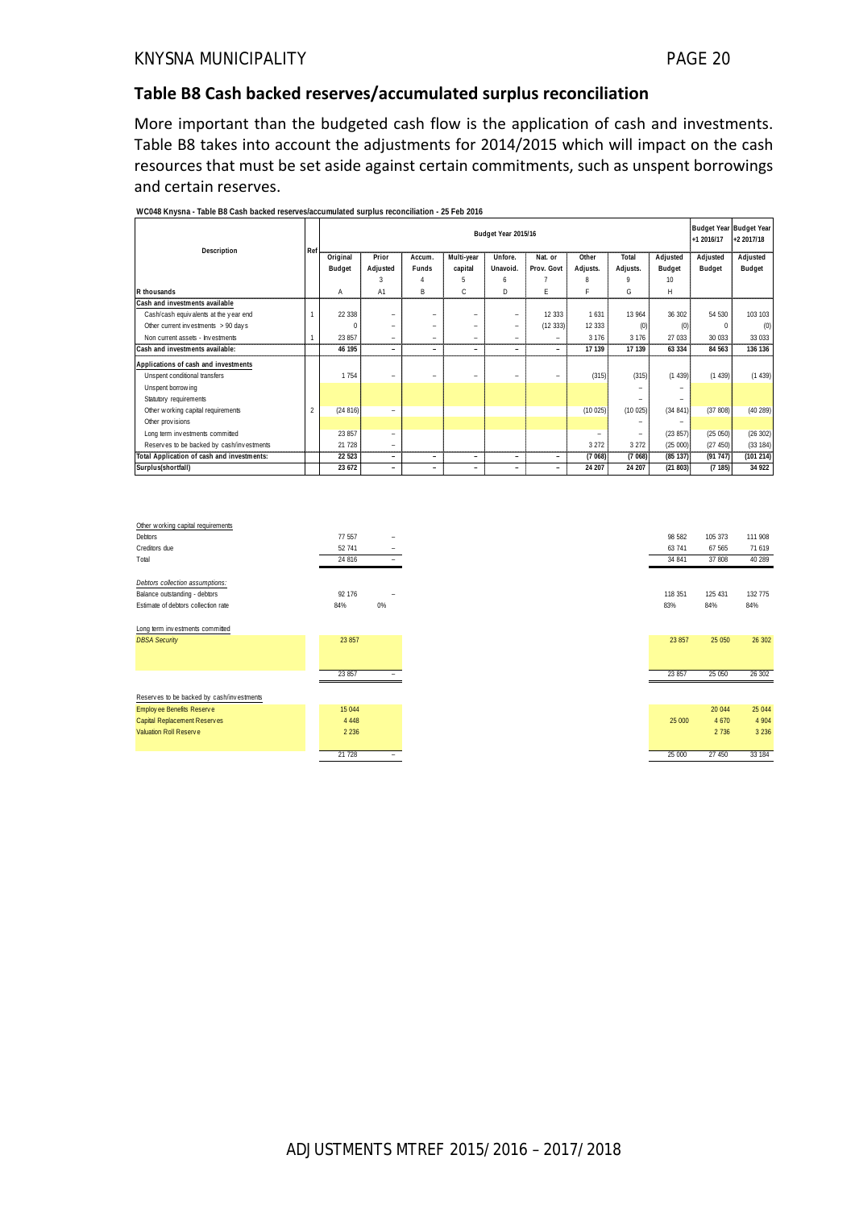## Table B8 Cash backed reserves/accumulated surplus reconciliation

More important than the budgeted cash flow is the application of cash and investments. Table B8 takes into account the adjustments for 2014/2015 which will impact on the cash resources that must be set aside against certain commitments, such as unspent borrowings and certain reserves.

**WC048 Knysna - Table B8 Cash backed reserves/accumulated surplus reconciliation - 25 Feb 2016**

| Description | Ref | Budget Year 2015/16 | | | | | | | | | | Budget Year +1 2016/17 | Budget Year +2 2017/18 |
|---|---|---|---|---|---|---|---|---|---|---|---|---|---|
| | | Original Budget | Prior Adjusted | Accum. Funds | Multi-year capital | Unfore. Unavoid. | Nat. or Prov. Govt | Other Adjusts. | Total Adjusts. | Adjusted Budget | | Adjusted Budget | Adjusted Budget |
| | | | 3 | 4 | 5 | 6 | 7 | 8 | 9 | 10 | | | |
| R thousands | | A | A1 | B | C | D | E | F | G | H | | | |
| **Cash and investments available** | | | | | | | | | | | | | |
| Cash/cash equivalents at the year end | 1 | 22 338 | – | – | – | – | 12 333 | 1 631 | 13 964 | 36 302 | | 54 530 | 103 103 |
| Other current investments > 90 days | | 0 | – | – | – | – | (12 333) | 12 333 | (0) | (0) | | 0 | (0) |
| Non current assets - Investments | 1 | 23 857 | – | – | – | – | – | 3 176 | 3 176 | 27 033 | | 30 033 | 33 033 |
| **Cash and investments available:** | | **46 195** | **–** | **–** | **–** | **–** | **–** | **17 139** | **17 139** | **63 334** | | **84 563** | **136 136** |
| **Applications of cash and investments** | | | | | | | | | | | | | |
| Unspent conditional transfers | | 1 754 | – | – | – | – | – | (315) | (315) | (1 439) | | (1 439) | (1 439) |
| Unspent borrowing | | | | | | | | | – | – | | | |
| Statutory requirements | | | | | | | | | – | – | | | |
| Other working capital requirements | 2 | (24 816) | – | | | | | (10 025) | (10 025) | (34 841) | | (37 808) | (40 289) |
| Other provisions | | | | | | | | | – | – | | | |
| Long term investments committed | | 23 857 | – | | | | | – | – | (23 857) | | (25 050) | (26 302) |
| Reserves to be backed by cash/investments | | 21 728 | – | | | | | 3 272 | 3 272 | (25 000) | | (27 450) | (33 184) |
| **Total Application of cash and investments:** | | **22 523** | **–** | **–** | **–** | **–** | **–** | **(7 068)** | **(7 068)** | **(85 137)** | | **(91 747)** | **(101 214)** |
| **Surplus(shortfall)** | | **23 672** | **–** | **–** | **–** | **–** | **–** | **24 207** | **24 207** | **(21 803)** | | **(7 185)** | **34 922** |

| | Original Budget | Prior Adjusted | Adjusted Budget | Budget Year +1 2016/17 | Budget Year +2 2017/18 |
|---|---|---|---|---|---|
| Other working capital requirements | | | | | |
| Debtors | 77 557 | – | 98 582 | 105 373 | 111 908 |
| Creditors due | 52 741 | – | 63 741 | 67 565 | 71 619 |
| Total | 24 816 | – | 34 841 | 37 808 | 40 289 |
| *Debtors collection assumptions:* | | | | | |
| Balance outstanding - debtors | 92 176 | – | 118 351 | 125 431 | 132 775 |
| Estimate of debtors collection rate | 84% | 0% | 83% | 84% | 84% |
| Long term investments committed | | | | | |
| *DBSA Security* | 23 857 | | 23 857 | 25 050 | 26 302 |
| | 23 857 | – | 23 857 | 25 050 | 26 302 |
| Reserves to be backed by cash/investments | | | | | |
| Employee Benefits Reserve | 15 044 | | | 20 044 | 25 044 |
| Capital Replacement Reserves | 4 448 | | 25 000 | 4 670 | 4 904 |
| Valuation Roll Reserve | 2 236 | | | 2 736 | 3 236 |
| | 21 728 | – | 25 000 | 27 450 | 33 184 |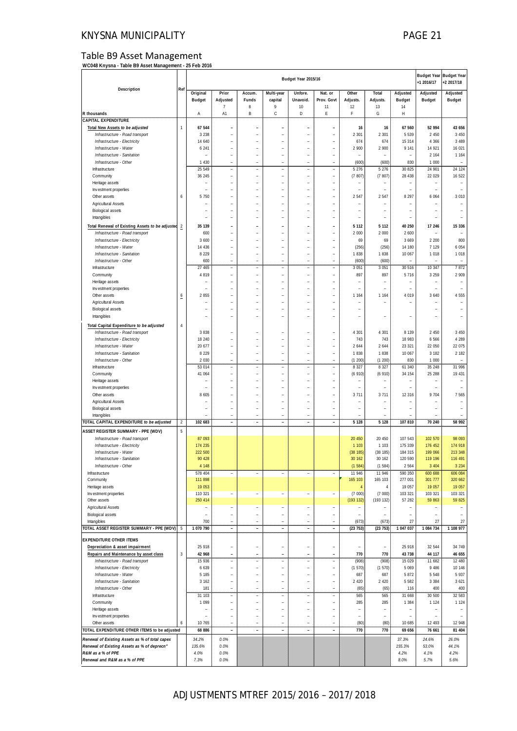# Table B9 Asset Management

**WC048 Knysna - Table B9 Asset Management - 25 Feb 2016**

| Description | Ref | Budget Year 2015/16 | | | | | | | | | Budget Year +1 2016/17 | Budget Year +2 2017/18 |
|---|---|---|---|---|---|---|---|---|---|---|---|---|
| | | Original Budget | Prior Adjusted | Accum. Funds | Multi-year capital | Unfore. Unavoid. | Nat. or Prov. Govt | Other Adjusts. | Total Adjusts. | Adjusted Budget | Adjusted Budget | Adjusted Budget |
| | | | 7 | 8 | 9 | 10 | 11 | 12 | 13 | 14 | | |
| R thousands | | A | A1 | B | C | D | E | F | G | H | | |
| **CAPITAL EXPENDITURE** | | | | | | | | | | | | |
| **Total New Assets to be adjusted** | 1 | **67 544** | **–** | **–** | **–** | **–** | **–** | **16** | **16** | **67 560** | **52 994** | **43 656** |
| *Infrastructure - Road transport* | | 3 238 | – | – | – | – | – | 2 301 | 2 301 | 5 539 | 2 450 | 3 450 |
| *Infrastructure - Electricity* | | 14 640 | – | – | – | – | – | 674 | 674 | 15 314 | 4 366 | 3 489 |
| *Infrastructure - Water* | | 6 241 | – | – | – | – | – | 2 900 | 2 900 | 9 141 | 14 921 | 16 021 |
| *Infrastructure - Sanitation* | | – | – | – | – | – | – | – | – | – | 2 164 | 1 164 |
| *Infrastructure - Other* | | 1 430 | – | – | – | – | – | (600) | (600) | 830 | 1 000 | – |
| Infrastructure | | 25 549 | – | – | – | – | – | 5 276 | 5 276 | 30 825 | 24 901 | 24 124 |
| Community | | 36 245 | – | – | – | – | – | (7 807) | (7 807) | 28 438 | 22 029 | 16 522 |
| Heritage assets | | – | – | – | – | – | – | – | – | – | – | – |
| Investment properties | | – | – | – | – | – | – | – | – | – | – | – |
| Other assets | 6 | 5 750 | – | – | – | – | – | 2 547 | 2 547 | 8 297 | 6 064 | 3 010 |
| Agricultural Assets | | – | – | – | – | – | – | – | – | – | – | – |
| Biological assets | | – | – | – | – | – | – | – | – | – | – | – |
| Intangibles | | – | – | – | – | – | – | – | – | – | – | – |
| **Total Renewal of Existing Assets to be adjusted** | 2 | **35 139** | **–** | **–** | **–** | **–** | **–** | **5 112** | **5 112** | **40 250** | **17 246** | **15 336** |
| *Infrastructure - Road transport* | | 600 | – | – | – | – | – | 2 000 | 2 000 | 2 600 | – | – |
| *Infrastructure - Electricity* | | 3 600 | – | – | – | – | – | 69 | 69 | 3 669 | 2 200 | 800 |
| *Infrastructure - Water* | | 14 436 | – | – | – | – | – | (256) | (256) | 14 180 | 7 129 | 6 054 |
| *Infrastructure - Sanitation* | | 8 229 | – | – | – | – | – | 1 838 | 1 838 | 10 067 | 1 018 | 1 018 |
| *Infrastructure - Other* | | 600 | – | – | – | – | – | (600) | (600) | – | – | – |
| Infrastructure | | 27 465 | – | – | – | – | – | 3 051 | 3 051 | 30 516 | 10 347 | 7 872 |
| Community | | 4 819 | – | – | – | – | – | 897 | 897 | 5 716 | 3 259 | 2 909 |
| Heritage assets | | – | – | – | – | – | – | – | – | – | – | – |
| Investment properties | | – | – | – | – | – | – | – | – | – | – | – |
| Other assets | 6 | 2 855 | – | – | – | – | – | 1 164 | 1 164 | 4 019 | 3 640 | 4 555 |
| Agricultural Assets | | – | – | – | – | – | – | – | – | – | – | – |
| Biological assets | | – | – | – | – | – | – | – | | | – | – |
| Intangibles | | – | – | – | – | – | – | – | – | – | – | – |
| **Total Capital Expenditure to be adjusted** | 4 | | | | | | | | | | | |
| *Infrastructure - Road transport* | | 3 838 | – | – | – | – | – | 4 301 | 4 301 | 8 139 | 2 450 | 3 450 |
| *Infrastructure - Electricity* | | 18 240 | – | – | – | – | – | 743 | 743 | 18 983 | 6 566 | 4 289 |
| *Infrastructure - Water* | | 20 677 | – | – | – | – | – | 2 644 | 2 644 | 23 321 | 22 050 | 22 075 |
| *Infrastructure - Sanitation* | | 8 229 | – | – | – | – | – | 1 838 | 1 838 | 10 067 | 3 182 | 2 182 |
| *Infrastructure - Other* | | 2 030 | – | – | – | – | – | (1 200) | (1 200) | 830 | 1 000 | – |
| Infrastructure | | 53 014 | – | – | – | – | – | 8 327 | 8 327 | 61 340 | 35 248 | 31 996 |
| Community | | 41 064 | – | – | – | – | – | (6 910) | (6 910) | 34 154 | 25 288 | 19 431 |
| Heritage assets | | – | – | – | – | – | – | – | – | – | – | – |
| Investment properties | | – | – | – | – | – | – | – | – | – | – | – |
| Other assets | | 8 605 | – | – | – | – | – | 3 711 | 3 711 | 12 316 | 9 704 | 7 565 |
| Agricultural Assets | | – | – | – | – | – | – | – | – | – | – | – |
| Biological assets | | – | – | – | – | – | – | – | – | – | – | – |
| Intangibles | | – | – | – | – | – | – | – | – | – | – | – |
| **TOTAL CAPITAL EXPENDITURE to be adjusted** | 2 | **102 683** | **–** | **–** | **–** | **–** | **–** | **5 128** | **5 128** | **107 810** | **70 240** | **58 992** |
| **ASSET REGISTER SUMMARY - PPE (WDV)** | 5 | | | | | | | | | | | |
| *Infrastructure - Road transport* | | 87 093 | | | | | | 20 450 | 20 450 | 107 543 | 102 570 | 98 093 |
| *Infrastructure - Electricity* | | 174 235 | | | | | | 1 103 | 1 103 | 175 339 | 176 452 | 174 918 |
| *Infrastructure - Water* | | 222 500 | | | | | | (38 185) | (38 185) | 184 315 | 199 066 | 213 348 |
| *Infrastructure - Sanitation* | | 90 428 | | | | | | 30 162 | 30 162 | 120 590 | 119 196 | 116 491 |
| *Infrastructure - Other* | | 4 148 | | | | | | (1 584) | (1 584) | 2 564 | 3 404 | 3 234 |
| Infrastructure | | 578 404 | – | – | – | – | – | 11 946 | 11 946 | 590 350 | 600 688 | 606 084 |
| Community | | 111 898 | | | | | | 165 103 | 165 103 | 277 001 | 301 777 | 320 662 |
| Heritage assets | | 19 053 | | | | | | 4 | 4 | 19 057 | 19 057 | 19 057 |
| Investment properties | | 110 321 | – | – | – | – | – | (7 000) | (7 000) | 103 321 | 103 321 | 103 321 |
| Other assets | | 250 414 | | | | | | (193 132) | (193 132) | 57 282 | 59 863 | 59 825 |
| Agricultural Assets | | – | – | – | – | – | – | – | – | – | – | – |
| Biological assets | | – | – | – | – | – | – | – | – | – | – | – |
| Intangibles | | 700 | – | – | – | – | – | (673) | (673) | 27 | 27 | 27 |
| **TOTAL ASSET REGISTER SUMMARY - PPE (WDV)** | 5 | **1 070 790** | **–** | **–** | **–** | **–** | **–** | **(23 753)** | **(23 753)** | **1 047 037** | **1 084 734** | **1 108 977** |
| **EXPENDITURE OTHER ITEMS** | | | | | | | | | | | | |
| **Depreciation & asset impairment** | | 25 918 | – | – | – | – | – | – | – | 25 918 | 32 544 | 34 749 |
| **Repairs and Maintenance by asset class** | 3 | **42 968** | **–** | **–** | **–** | **–** | **–** | **770** | **770** | **43 738** | **44 117** | **46 655** |
| *Infrastructure - Road transport* | | 15 936 | – | – | – | – | – | (908) | (908) | 15 029 | 11 682 | 12 480 |
| *Infrastructure - Electricity* | | 6 639 | – | – | – | – | – | (1 570) | (1 570) | 5 069 | 9 486 | 10 146 |
| *Infrastructure - Water* | | 5 185 | – | – | – | – | – | 687 | 687 | 5 872 | 5 548 | 5 937 |
| *Infrastructure - Sanitation* | | 3 162 | – | – | – | – | – | 2 420 | 2 420 | 5 582 | 3 384 | 3 621 |
| *Infrastructure - Other* | | 181 | – | – | – | – | – | (65) | (65) | 116 | 400 | 400 |
| Infrastructure | | 31 103 | – | – | – | – | – | 565 | 565 | 31 668 | 30 500 | 32 583 |
| Community | | 1 099 | – | – | – | – | – | 285 | 285 | 1 384 | 1 124 | 1 124 |
| Heritage assets | | – | – | – | – | – | – | – | – | – | – | – |
| Investment properties | | – | – | – | – | – | – | – | – | – | – | – |
| Other assets | 6 | 10 765 | – | – | – | – | – | (80) | (80) | 10 685 | 12 493 | 12 948 |
| **TOTAL EXPENDITURE OTHER ITEMS to be adjusted** | | **68 886** | **–** | **–** | **–** | **–** | **–** | **770** | **770** | **69 656** | **76 661** | **81 404** |
| *Renewal of Existing Assets as % of total capex* | | *34.2%* | *0.0%* | | | | | | | *37.3%* | *24.6%* | *26.0%* |
| *Renewal of Existing Assets as % of deprecn"* | | *135.6%* | *0.0%* | | | | | | | *155.3%* | *53.0%* | *44.1%* |
| *R&M as a % of PPE* | | *4.0%* | *0.0%* | | | | | | | *4.2%* | *4.1%* | *4.2%* |
| *Renewal and R&M as a % of PPE* | | *7.3%* | *0.0%* | | | | | | | *8.0%* | *5.7%* | *5.6%* |

ADJUSTMENTS MTREF 2015/2016 – 2017/2018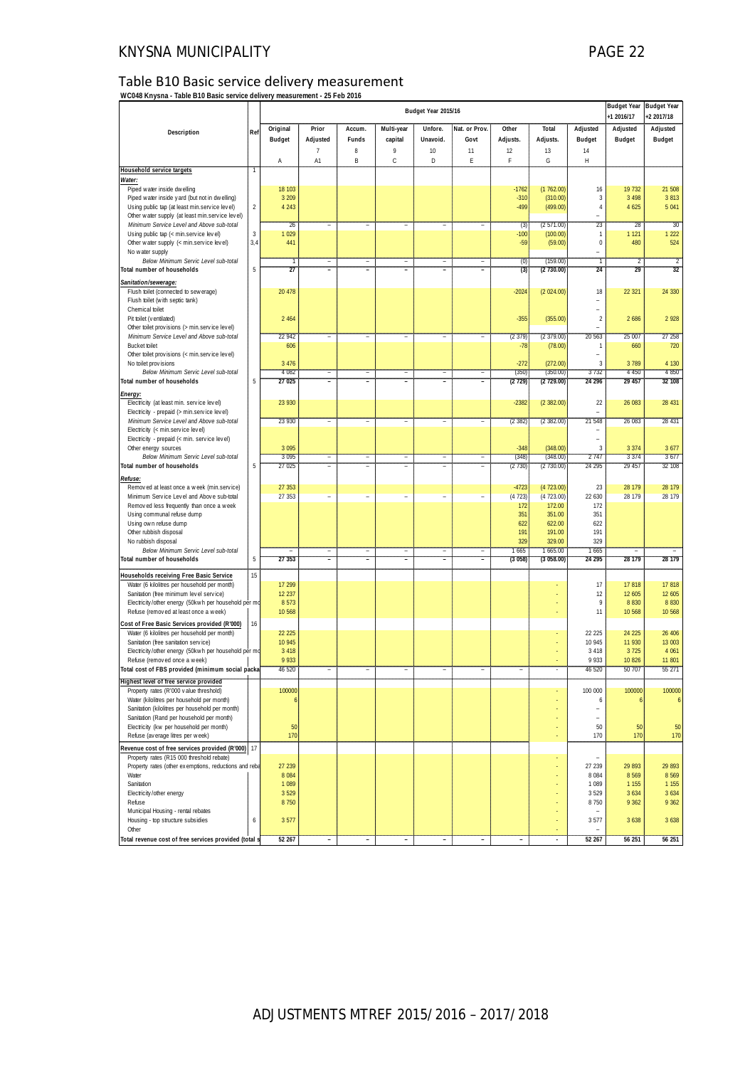## Table B10 Basic service delivery measurement

**WC048 Knysna - Table B10 Basic service delivery measurement - 25 Feb 2016**

| Description | Ref | Budget Year 2015/16 | | | | | | | | | Budget Year +1 2016/17 | Budget Year +2 2017/18 |
|---|---|---|---|---|---|---|---|---|---|---|---|---|
| | | Original Budget | Prior Adjusted | Accum. Funds | Multi-year capital | Unfore. Unavoid. | Nat. or Prov. Govt | Other Adjusts. | Total Adjusts. | Adjusted Budget | Adjusted Budget | Adjusted Budget |
| | | | 7 | 8 | 9 | 10 | 11 | 12 | 13 | 14 | | |
| | | A | A1 | B | C | D | E | F | G | H | | |
| **Household service targets** | 1 | | | | | | | | | | | |
| ***Water:*** | | | | | | | | | | | | |
| Piped water inside dwelling | | 18 103 | | | | | | -1762 | (1 762.00) | 16 | 19 732 | 21 508 |
| Piped water inside yard (but not in dwelling) | | 3 209 | | | | | | -310 | (310.00) | 3 | 3 498 | 3 813 |
| Using public tap (at least min.service level) | 2 | 4 243 | | | | | | -499 | (499.00) | 4 | 4 625 | 5 041 |
| Other water supply (at least min.service level) | | | | | | | | | | – | | |
| *Minimum Service Level and Above sub-total* | | 26 | – | – | – | – | – | (3) | (2 571.00) | 23 | 28 | 30 |
| Using public tap (< min.service level) | 3 | 1 029 | | | | | | -100 | (100.00) | 1 | 1 121 | 1 222 |
| Other water supply (< min.service level) | 3,4 | 441 | | | | | | -59 | (59.00) | 0 | 480 | 524 |
| No water supply | | | | | | | | | | – | | |
| *Below Minimum Servic Level sub-total* | | 1 | – | – | – | – | – | (0) | (159.00) | 1 | 2 | 2 |
| **Total number of households** | 5 | 27 | – | – | – | – | – | (3) | (2 730.00) | 24 | 29 | 32 |
| ***Sanitation/sewerage:*** | | | | | | | | | | | | |
| Flush toilet (connected to sewerage) | | 20 478 | | | | | | -2024 | (2 024.00) | 18 | 22 321 | 24 330 |
| Flush toilet (with septic tank) | | | | | | | | | | – | | |
| Chemical toilet | | | | | | | | | | – | | |
| Pit toilet (ventilated) | | 2 464 | | | | | | -355 | (355.00) | 2 | 2 686 | 2 928 |
| Other toilet provisions (> min.service level) | | | | | | | | | | – | | |
| *Minimum Service Level and Above sub-total* | | 22 942 | – | – | – | – | – | (2 379) | (2 379.00) | 20 563 | 25 007 | 27 258 |
| Bucket toilet | | 606 | | | | | | -78 | (78.00) | 1 | 660 | 720 |
| Other toilet provisions (< min.service level) | | | | | | | | | | – | | |
| No toilet provisions | | 3 476 | | | | | | -272 | (272.00) | 3 | 3 789 | 4 130 |
| *Below Minimum Servic Level sub-total* | | 4 082 | – | – | – | – | – | (350) | (350.00) | 3 732 | 4 450 | 4 850 |
| **Total number of households** | 5 | 27 025 | – | – | – | – | – | (2 729) | (2 729.00) | 24 296 | 29 457 | 32 108 |
| ***Energy:*** | | | | | | | | | | | | |
| Electricity (at least min. service level) | | 23 930 | | | | | | -2382 | (2 382.00) | 22 | 26 083 | 28 431 |
| Electricity - prepaid (> min.service level) | | | | | | | | | | – | | |
| *Minimum Service Level and Above sub-total* | | 23 930 | – | – | – | – | – | (2 382) | (2 382.00) | 21 548 | 26 083 | 28 431 |
| Electricity (< min.service level) | | | | | | | | | | – | | |
| Electricity - prepaid (< min. service level) | | | | | | | | | | – | | |
| Other energy sources | | 3 095 | | | | | | -348 | (348.00) | 3 | 3 374 | 3 677 |
| *Below Minimum Servic Level sub-total* | | 3 095 | – | – | – | – | – | (348) | (348.00) | 2 747 | 3 374 | 3 677 |
| **Total number of households** | 5 | 27 025 | – | – | – | – | – | (2 730) | (2 730.00) | 24 295 | 29 457 | 32 108 |
| ***Refuse:*** | | | | | | | | | | | | |
| Removed at least once a week (min.service) | | 27 353 | | | | | | -4723 | (4 723.00) | 23 | 28 179 | 28 179 |
| Minimum Service Level and Above sub-total | | 27 353 | – | – | – | – | – | (4 723) | (4 723.00) | 22 630 | 28 179 | 28 179 |
| Removed less frequently than once a week | | | | | | | | 172 | 172.00 | 172 | | |
| Using communal refuse dump | | | | | | | | 351 | 351.00 | 351 | | |
| Using own refuse dump | | | | | | | | 622 | 622.00 | 622 | | |
| Other rubbish disposal | | | | | | | | 191 | 191.00 | 191 | | |
| No rubbish disposal | | | | | | | | 329 | 329.00 | 329 | | |
| *Below Minimum Servic Level sub-total* | | – | – | – | – | – | – | 1 665 | 1 665.00 | 1 665 | – | – |
| **Total number of households** | 5 | 27 353 | – | – | – | – | – | (3 058) | (3 058.00) | 24 295 | 28 179 | 28 179 |
| **Households receiving Free Basic Service** | 15 | | | | | | | | | | | |
| Water (6 kilolitres per household per month) | | 17 299 | | | | | | | - | 17 | 17 818 | 17 818 |
| Sanitation (free minimum level service) | | 12 237 | | | | | | | - | 12 | 12 605 | 12 605 |
| Electricity/other energy (50kwh per household per mo | | 8 573 | | | | | | | - | 9 | 8 830 | 8 830 |
| Refuse (removed at least once a week) | | 10 568 | | | | | | | - | 11 | 10 568 | 10 568 |
| **Cost of Free Basic Services provided (R'000)** | 16 | | | | | | | | | | | |
| Water (6 kilolitres per household per month) | | 22 225 | | | | | | | - | 22 225 | 24 225 | 26 406 |
| Sanitation (free sanitation service) | | 10 945 | | | | | | | - | 10 945 | 11 930 | 13 003 |
| Electricity/other energy (50kwh per household per mo | | 3 418 | | | | | | | - | 3 418 | 3 725 | 4 061 |
| Refuse (removed once a week) | | 9 933 | | | | | | | - | 9 933 | 10 826 | 11 801 |
| **Total cost of FBS provided (minimum social packa** | | 46 520 | – | – | – | – | – | – | - | 46 520 | 50 707 | 55 271 |
| **Highest level of free service provided** | | | | | | | | | | | | |
| Property rates (R'000 value threshold) | | 100000 | | | | | | | - | 100 000 | 100000 | 100000 |
| Water (kilolitres per household per month) | | 6 | | | | | | | - | 6 | 6 | 6 |
| Sanitation (kilolitres per household per month) | | | | | | | | | - | – | | |
| Sanitation (Rand per household per month) | | | | | | | | | - | – | | |
| Electricity (kw per household per month) | | 50 | | | | | | | - | 50 | 50 | 50 |
| Refuse (average litres per week) | | 170 | | | | | | | - | 170 | 170 | 170 |
| **Revenue cost of free services provided (R'000)** | 17 | | | | | | | | | | | |
| Property rates (R15 000 threshold rebate) | | | | | | | | | - | – | | |
| Property rates (other exemptions, reductions and reba | | 27 239 | | | | | | | - | 27 239 | 29 893 | 29 893 |
| Water | | 8 084 | | | | | | | - | 8 084 | 8 569 | 8 569 |
| Sanitation | | 1 089 | | | | | | | - | 1 089 | 1 155 | 1 155 |
| Electricity/other energy | | 3 529 | | | | | | | - | 3 529 | 3 634 | 3 634 |
| Refuse | | 8 750 | | | | | | | - | 8 750 | 9 362 | 9 362 |
| Municipal Housing - rental rebates | | | | | | | | | - | – | | |
| Housing - top structure subsidies | 6 | 3 577 | | | | | | | - | 3 577 | 3 638 | 3 638 |
| Other | | | | | | | | | - | – | | |
| **Total revenue cost of free services provided (total s** | | 52 267 | – | – | – | – | – | – | - | 52 267 | 56 251 | 56 251 |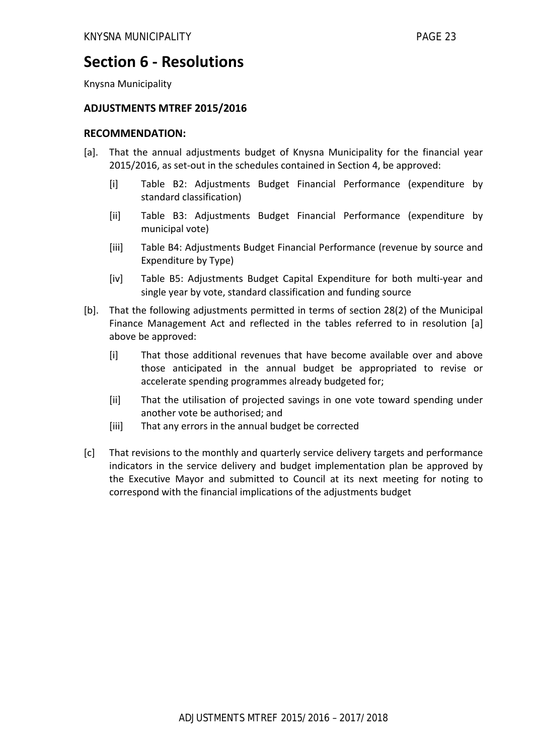# Section 6 - Resolutions

Knysna Municipality

### ADJUSTMENTS MTREF 2015/2016

### RECOMMENDATION:

[a]. That the annual adjustments budget of Knysna Municipality for the financial year 2015/2016, as set-out in the schedules contained in Section 4, be approved:

- [i] Table B2: Adjustments Budget Financial Performance (expenditure by standard classification)
- [ii] Table B3: Adjustments Budget Financial Performance (expenditure by municipal vote)
- [iii] Table B4: Adjustments Budget Financial Performance (revenue by source and Expenditure by Type)
- [iv] Table B5: Adjustments Budget Capital Expenditure for both multi-year and single year by vote, standard classification and funding source

[b]. That the following adjustments permitted in terms of section 28(2) of the Municipal Finance Management Act and reflected in the tables referred to in resolution [a] above be approved:

- [i] That those additional revenues that have become available over and above those anticipated in the annual budget be appropriated to revise or accelerate spending programmes already budgeted for;
- [ii] That the utilisation of projected savings in one vote toward spending under another vote be authorised; and
- [iii] That any errors in the annual budget be corrected

[c] That revisions to the monthly and quarterly service delivery targets and performance indicators in the service delivery and budget implementation plan be approved by the Executive Mayor and submitted to Council at its next meeting for noting to correspond with the financial implications of the adjustments budget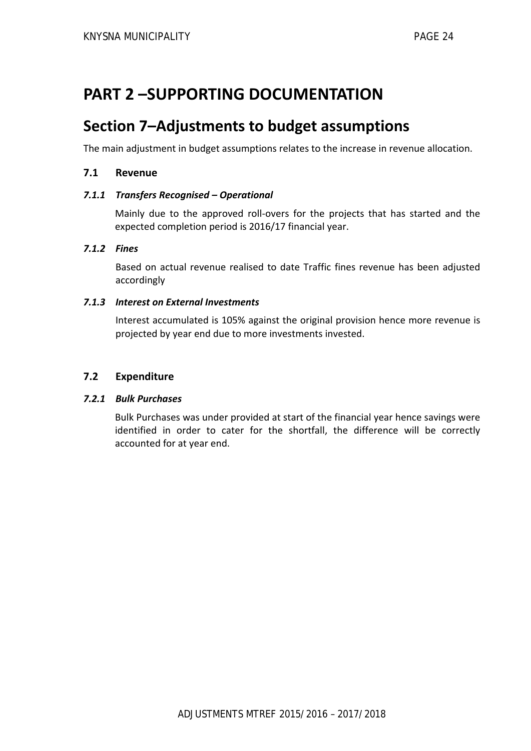# PART 2 –SUPPORTING DOCUMENTATION

## Section 7–Adjustments to budget assumptions

The main adjustment in budget assumptions relates to the increase in revenue allocation.

### 7.1 Revenue

#### *7.1.1 Transfers Recognised – Operational*

Mainly due to the approved roll-overs for the projects that has started and the expected completion period is 2016/17 financial year.

#### *7.1.2 Fines*

Based on actual revenue realised to date Traffic fines revenue has been adjusted accordingly

#### *7.1.3 Interest on External Investments*

Interest accumulated is 105% against the original provision hence more revenue is projected by year end due to more investments invested.

### 7.2 Expenditure

#### *7.2.1 Bulk Purchases*

Bulk Purchases was under provided at start of the financial year hence savings were identified in order to cater for the shortfall, the difference will be correctly accounted for at year end.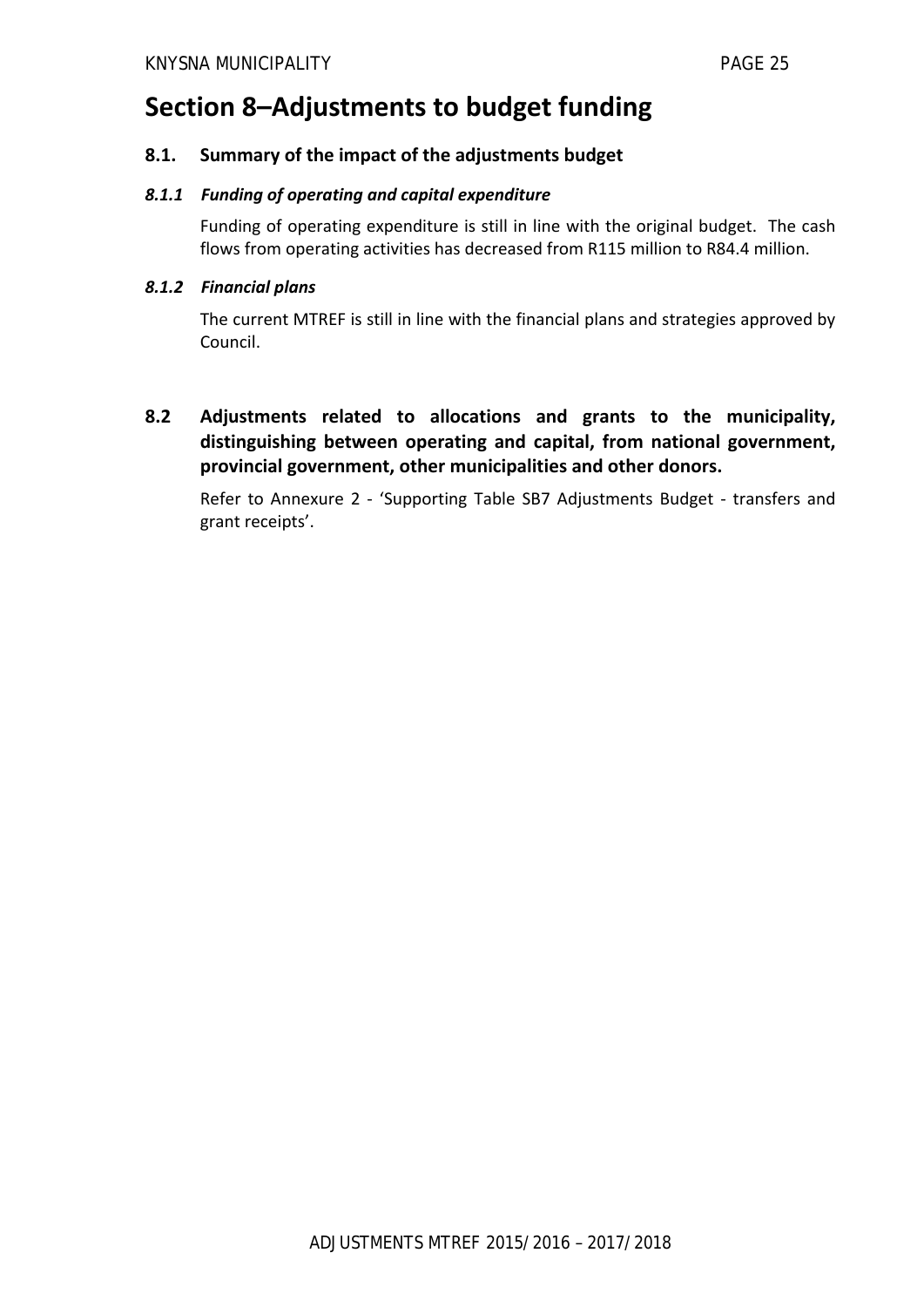# Section 8–Adjustments to budget funding

## 8.1. Summary of the impact of the adjustments budget

### *8.1.1 Funding of operating and capital expenditure*

Funding of operating expenditure is still in line with the original budget. The cash flows from operating activities has decreased from R115 million to R84.4 million.

### *8.1.2 Financial plans*

The current MTREF is still in line with the financial plans and strategies approved by Council.

## 8.2 Adjustments related to allocations and grants to the municipality, distinguishing between operating and capital, from national government, provincial government, other municipalities and other donors.

Refer to Annexure 2 - 'Supporting Table SB7 Adjustments Budget - transfers and grant receipts'.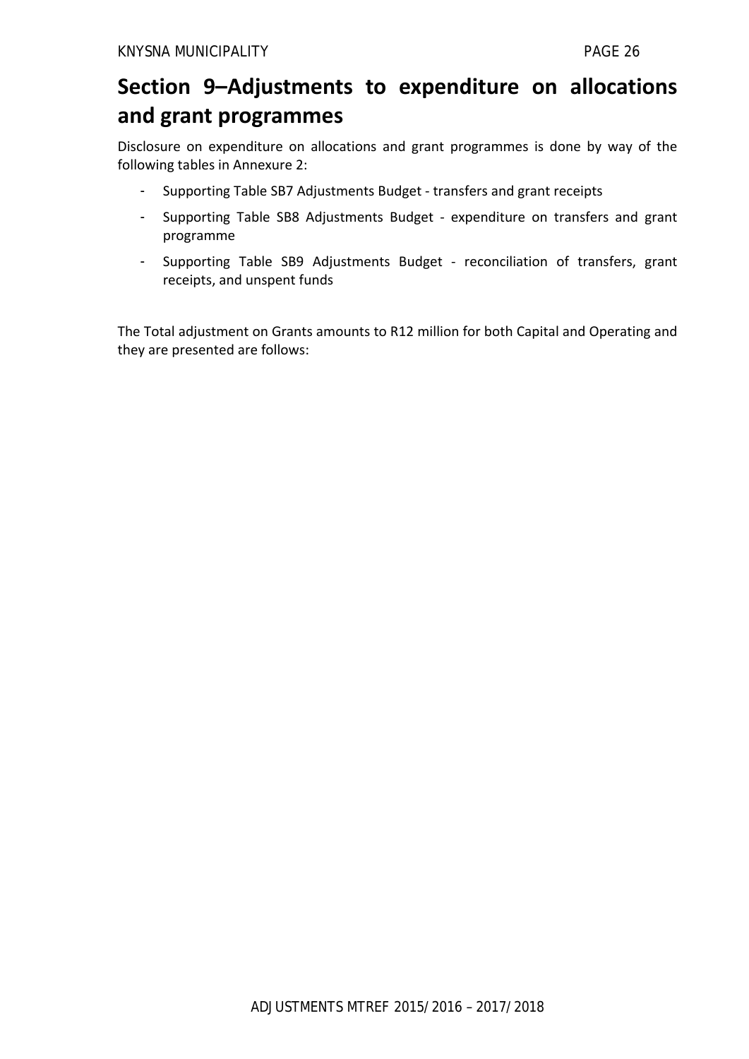# Section 9–Adjustments to expenditure on allocations and grant programmes

Disclosure on expenditure on allocations and grant programmes is done by way of the following tables in Annexure 2:

- Supporting Table SB7 Adjustments Budget - transfers and grant receipts
- Supporting Table SB8 Adjustments Budget - expenditure on transfers and grant programme
- Supporting Table SB9 Adjustments Budget - reconciliation of transfers, grant receipts, and unspent funds

The Total adjustment on Grants amounts to R12 million for both Capital and Operating and they are presented are follows: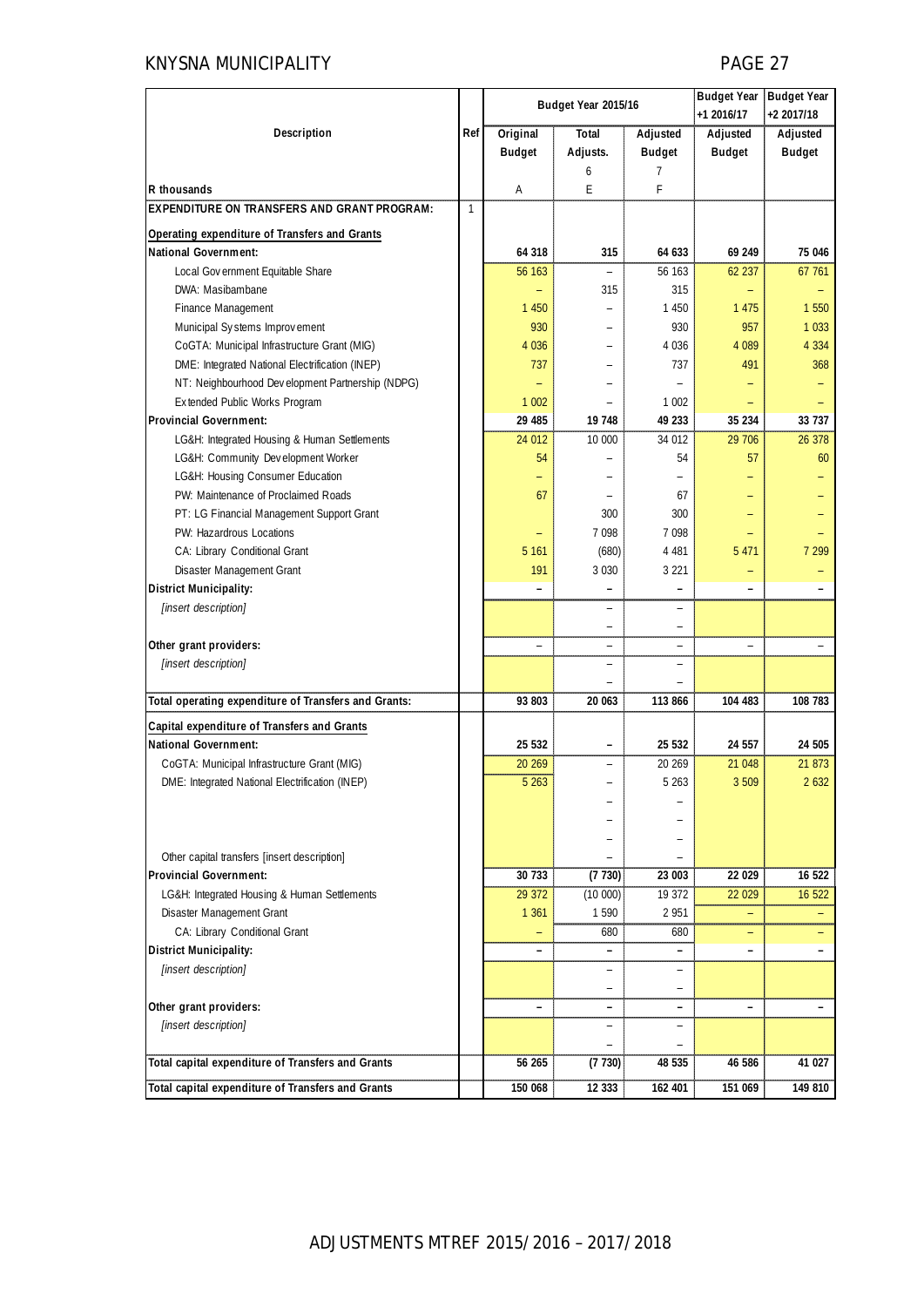| Description | Ref | Budget Year 2015/16 | | | Budget Year +1 2016/17 | Budget Year +2 2017/18 |
|---|---|---|---|---|---|---|
| | | Original Budget | Total Adjusts. | Adjusted Budget | Adjusted Budget | Adjusted Budget |
| | | | 6 | 7 | | |
| R thousands | | A | E | F | | |
| **EXPENDITURE ON TRANSFERS AND GRANT PROGRAM:** | 1 | | | | | |
| **Operating expenditure of Transfers and Grants** | | | | | | |
| **National Government:** | | **64 318** | **315** | **64 633** | **69 249** | **75 046** |
| Local Government Equitable Share | | 56 163 | – | 56 163 | 62 237 | 67 761 |
| DWA: Masibambane | | – | 315 | 315 | – | – |
| Finance Management | | 1 450 | – | 1 450 | 1 475 | 1 550 |
| Municipal Systems Improvement | | 930 | – | 930 | 957 | 1 033 |
| CoGTA: Municipal Infrastructure Grant (MIG) | | 4 036 | – | 4 036 | 4 089 | 4 334 |
| DME: Integrated National Electrification (INEP) | | 737 | – | 737 | 491 | 368 |
| NT: Neighbourhood Development Partnership (NDPG) | | – | – | – | – | – |
| Extended Public Works Program | | 1 002 | – | 1 002 | – | – |
| **Provincial Government:** | | **29 485** | **19 748** | **49 233** | **35 234** | **33 737** |
| LG&H: Integrated Housing & Human Settlements | | 24 012 | 10 000 | 34 012 | 29 706 | 26 378 |
| LG&H: Community Development Worker | | 54 | – | 54 | 57 | 60 |
| LG&H: Housing Consumer Education | | – | – | – | – | – |
| PW: Maintenance of Proclaimed Roads | | 67 | – | 67 | – | – |
| PT: LG Financial Management Support Grant | | | 300 | 300 | – | – |
| PW: Hazardrous Locations | | – | 7 098 | 7 098 | – | – |
| CA: Library Conditional Grant | | 5 161 | (680) | 4 481 | 5 471 | 7 299 |
| Disaster Management Grant | | 191 | 3 030 | 3 221 | – | – |
| **District Municipality:** | | **–** | **–** | **–** | **–** | **–** |
| *[insert description]* | | | – | – | | |
| | | | – | – | | |
| **Other grant providers:** | | – | – | – | – | – |
| *[insert description]* | | | – | – | | |
| | | | – | – | | |
| **Total operating expenditure of Transfers and Grants:** | | **93 803** | **20 063** | **113 866** | **104 483** | **108 783** |
| **Capital expenditure of Transfers and Grants** | | | | | | |
| **National Government:** | | **25 532** | **–** | **25 532** | **24 557** | **24 505** |
| CoGTA: Municipal Infrastructure Grant (MIG) | | 20 269 | – | 20 269 | 21 048 | 21 873 |
| DME: Integrated National Electrification (INEP) | | 5 263 | – | 5 263 | 3 509 | 2 632 |
| | | | – | – | | |
| | | | – | – | | |
| | | | – | – | | |
| Other capital transfers [insert description] | | | – | – | | |
| **Provincial Government:** | | **30 733** | **(7 730)** | **23 003** | **22 029** | **16 522** |
| LG&H: Integrated Housing & Human Settlements | | 29 372 | (10 000) | 19 372 | 22 029 | 16 522 |
| Disaster Management Grant | | 1 361 | 1 590 | 2 951 | – | – |
| CA: Library Conditional Grant | | – | 680 | 680 | – | – |
| **District Municipality:** | | **–** | **–** | **–** | **–** | **–** |
| *[insert description]* | | | – | – | | |
| | | | – | – | | |
| **Other grant providers:** | | **–** | **–** | **–** | **–** | **–** |
| *[insert description]* | | | – | – | | |
| | | | – | – | | |
| **Total capital expenditure of Transfers and Grants** | | **56 265** | **(7 730)** | **48 535** | **46 586** | **41 027** |
| **Total capital expenditure of Transfers and Grants** | | **150 068** | **12 333** | **162 401** | **151 069** | **149 810** |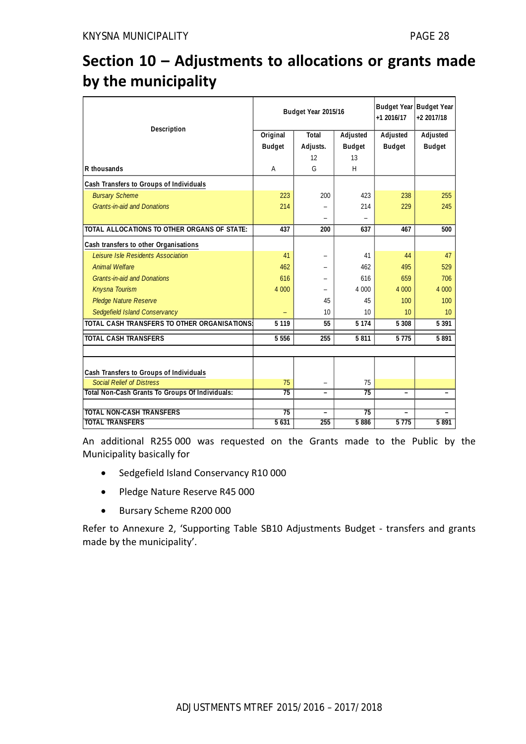# Section 10 – Adjustments to allocations or grants made by the municipality

| Description | Budget Year 2015/16 | | | Budget Year +1 2016/17 | Budget Year +2 2017/18 |
|---|---|---|---|---|---|
| | Original Budget | Total Adjusts. | Adjusted Budget | Adjusted Budget | Adjusted Budget |
| | | 12 | 13 | | |
| R thousands | A | G | H | | |
| **Cash Transfers to Groups of Individuals** | | | | | |
| *Bursary Scheme* | 223 | 200 | 423 | 238 | 255 |
| *Grants-in-aid and Donations* | 214 | – | 214 | 229 | 245 |
| | | – | – | | |
| **TOTAL ALLOCATIONS TO OTHER ORGANS OF STATE:** | **437** | **200** | **637** | **467** | **500** |
| **Cash transfers to other Organisations** | | | | | |
| *Leisure Isle Residents Association* | 41 | – | 41 | 44 | 47 |
| *Animal Welfare* | 462 | – | 462 | 495 | 529 |
| *Grants-in-aid and Donations* | 616 | – | 616 | 659 | 706 |
| *Knysna Tourism* | 4 000 | – | 4 000 | 4 000 | 4 000 |
| *Pledge Nature Reserve* | | 45 | 45 | 100 | 100 |
| *Sedgefield Island Conservancy* | – | 10 | 10 | 10 | 10 |
| **TOTAL CASH TRANSFERS TO OTHER ORGANISATIONS:** | **5 119** | **55** | **5 174** | **5 308** | **5 391** |
| **TOTAL CASH TRANSFERS** | **5 556** | **255** | **5 811** | **5 775** | **5 891** |
| | | | | | |
| **Cash Transfers to Groups of Individuals** | | | | | |
| *Social Relief of Distress* | 75 | – | 75 | | |
| **Total Non-Cash Grants To Groups Of Individuals:** | **75** | **–** | **75** | **–** | **–** |
| | | | | | |
| **TOTAL NON-CASH TRANSFERS** | **75** | **–** | **75** | **–** | **–** |
| **TOTAL TRANSFERS** | **5 631** | **255** | **5 886** | **5 775** | **5 891** |

An additional R255 000 was requested on the Grants made to the Public by the Municipality basically for

- Sedgefield Island Conservancy R10 000
- Pledge Nature Reserve R45 000
- Bursary Scheme R200 000

Refer to Annexure 2, 'Supporting Table SB10 Adjustments Budget - transfers and grants made by the municipality'.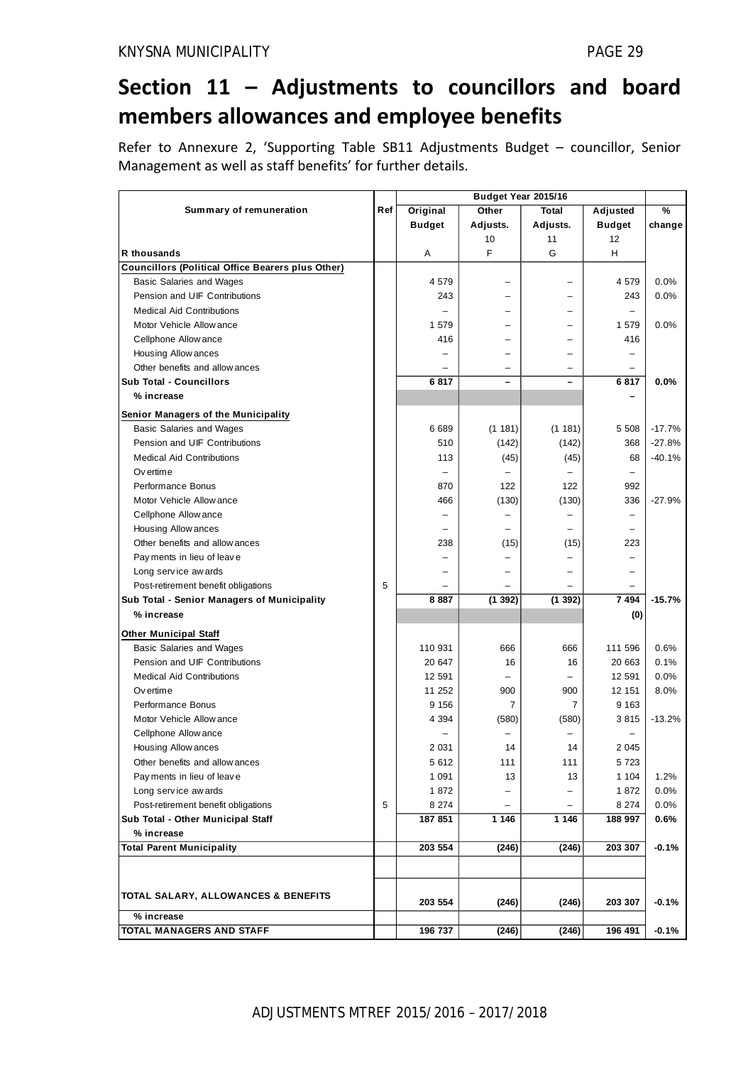# Section 11 – Adjustments to councillors and board members allowances and employee benefits

Refer to Annexure 2, 'Supporting Table SB11 Adjustments Budget – councillor, Senior Management as well as staff benefits' for further details.

| Summary of remuneration | Ref | Budget Year 2015/16 | | | | |
|---|---|---|---|---|---|---|
| | | Original Budget | Other Adjusts. | Total Adjusts. | Adjusted Budget | % change |
| | | | 10 | 11 | 12 | |
| **R thousands** | | A | F | G | H | |
| **Councillors (Political Office Bearers plus Other)** | | | | | | |
| Basic Salaries and Wages | | 4 579 | – | – | 4 579 | 0.0% |
| Pension and UIF Contributions | | 243 | – | – | 243 | 0.0% |
| Medical Aid Contributions | | – | – | – | – | |
| Motor Vehicle Allowance | | 1 579 | – | – | 1 579 | 0.0% |
| Cellphone Allowance | | 416 | – | – | 416 | |
| Housing Allowances | | – | – | – | – | |
| Other benefits and allowances | | – | – | – | – | |
| **Sub Total - Councillors** | | **6 817** | **–** | **–** | **6 817** | **0.0%** |
| **% increase** | | | | | **–** | |
| **Senior Managers of the Municipality** | | | | | | |
| Basic Salaries and Wages | | 6 689 | (1 181) | (1 181) | 5 508 | -17.7% |
| Pension and UIF Contributions | | 510 | (142) | (142) | 368 | -27.8% |
| Medical Aid Contributions | | 113 | (45) | (45) | 68 | -40.1% |
| Overtime | | – | – | – | – | |
| Performance Bonus | | 870 | 122 | 122 | 992 | |
| Motor Vehicle Allowance | | 466 | (130) | (130) | 336 | -27.9% |
| Cellphone Allowance | | – | – | – | – | |
| Housing Allowances | | – | – | – | – | |
| Other benefits and allowances | | 238 | (15) | (15) | 223 | |
| Payments in lieu of leave | | – | – | – | – | |
| Long service awards | | – | – | – | – | |
| Post-retirement benefit obligations | 5 | – | – | – | – | |
| **Sub Total - Senior Managers of Municipality** | | **8 887** | **(1 392)** | **(1 392)** | **7 494** | **-15.7%** |
| **% increase** | | | | | **(0)** | |
| **Other Municipal Staff** | | | | | | |
| Basic Salaries and Wages | | 110 931 | 666 | 666 | 111 596 | 0.6% |
| Pension and UIF Contributions | | 20 647 | 16 | 16 | 20 663 | 0.1% |
| Medical Aid Contributions | | 12 591 | – | – | 12 591 | 0.0% |
| Overtime | | 11 252 | 900 | 900 | 12 151 | 8.0% |
| Performance Bonus | | 9 156 | 7 | 7 | 9 163 | |
| Motor Vehicle Allowance | | 4 394 | (580) | (580) | 3 815 | -13.2% |
| Cellphone Allowance | | – | – | – | – | |
| Housing Allowances | | 2 031 | 14 | 14 | 2 045 | |
| Other benefits and allowances | | 5 612 | 111 | 111 | 5 723 | |
| Payments in lieu of leave | | 1 091 | 13 | 13 | 1 104 | 1.2% |
| Long service awards | | 1 872 | – | – | 1 872 | 0.0% |
| Post-retirement benefit obligations | 5 | 8 274 | – | – | 8 274 | 0.0% |
| **Sub Total - Other Municipal Staff** | | **187 851** | **1 146** | **1 146** | **188 997** | **0.6%** |
| **% increase** | | | | | | |
| **Total Parent Municipality** | | **203 554** | **(246)** | **(246)** | **203 307** | **-0.1%** |
| | | | | | | |
| **TOTAL SALARY, ALLOWANCES & BENEFITS** | | **203 554** | **(246)** | **(246)** | **203 307** | **-0.1%** |
| **% increase** | | | | | | |
| **TOTAL MANAGERS AND STAFF** | | **196 737** | **(246)** | **(246)** | **196 491** | **-0.1%** |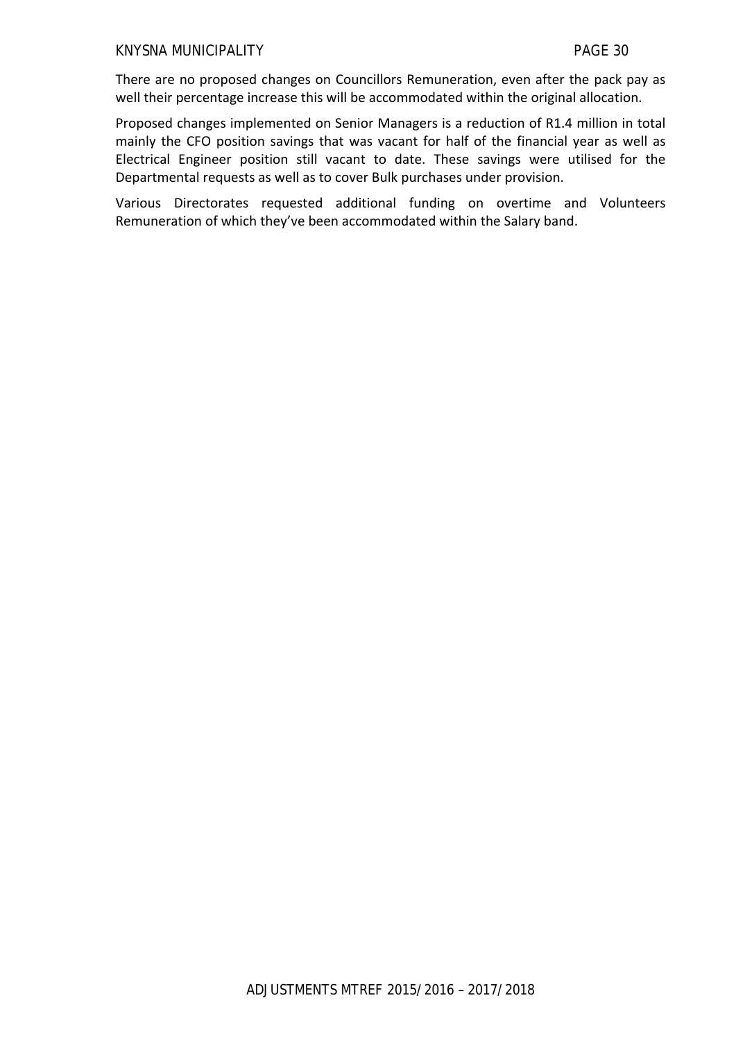There are no proposed changes on Councillors Remuneration, even after the pack pay as well their percentage increase this will be accommodated within the original allocation.

Proposed changes implemented on Senior Managers is a reduction of R1.4 million in total mainly the CFO position savings that was vacant for half of the financial year as well as Electrical Engineer position still vacant to date. These savings were utilised for the Departmental requests as well as to cover Bulk purchases under provision.

Various Directorates requested additional funding on overtime and Volunteers Remuneration of which they've been accommodated within the Salary band.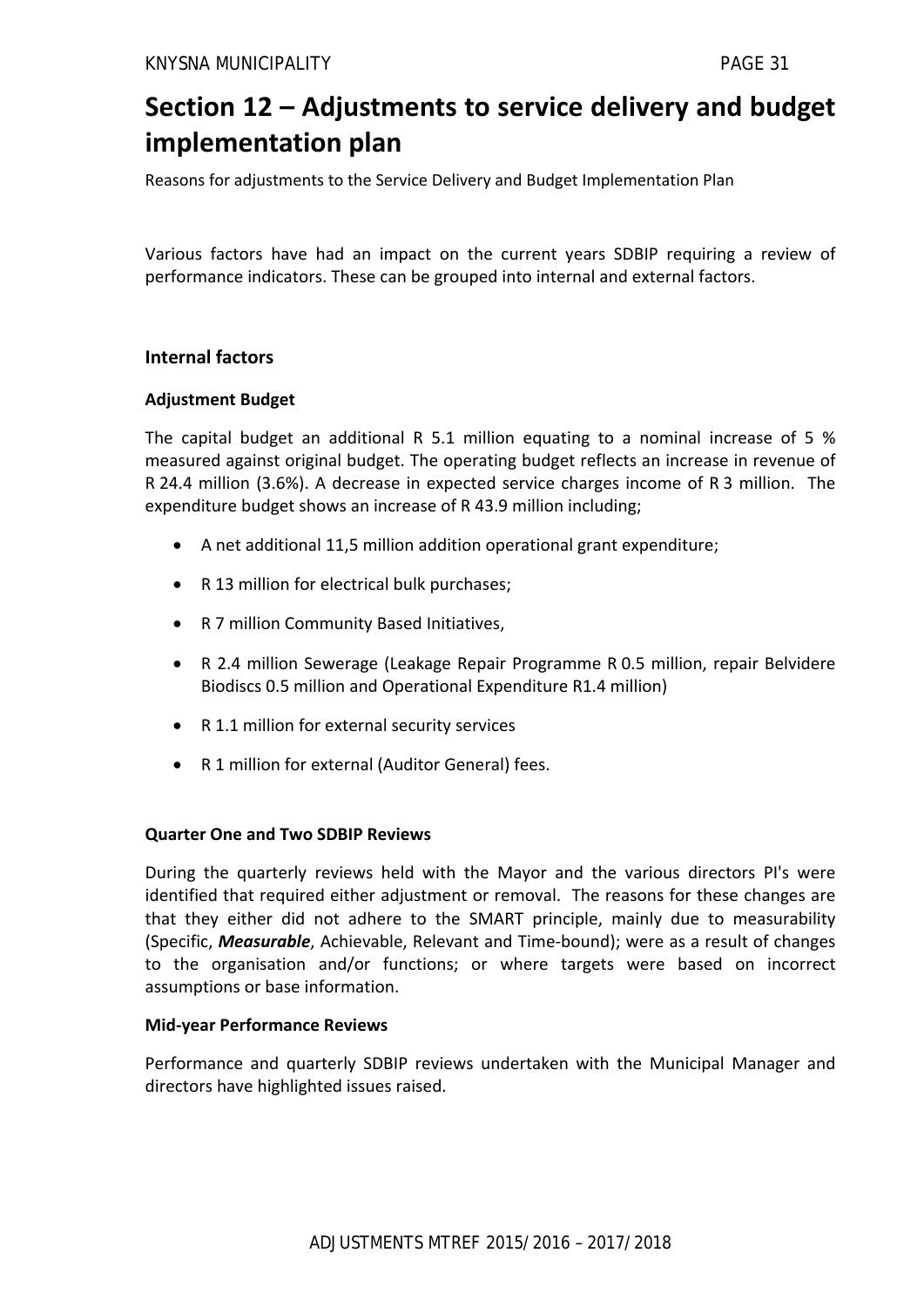# Section 12 – Adjustments to service delivery and budget implementation plan

Reasons for adjustments to the Service Delivery and Budget Implementation Plan

Various factors have had an impact on the current years SDBIP requiring a review of performance indicators. These can be grouped into internal and external factors.

### Internal factors

#### Adjustment Budget

The capital budget an additional R 5.1 million equating to a nominal increase of 5 % measured against original budget. The operating budget reflects an increase in revenue of R 24.4 million (3.6%). A decrease in expected service charges income of R 3 million. The expenditure budget shows an increase of R 43.9 million including;

- A net additional 11,5 million addition operational grant expenditure;
- R 13 million for electrical bulk purchases;
- R 7 million Community Based Initiatives,
- R 2.4 million Sewerage (Leakage Repair Programme R 0.5 million, repair Belvidere Biodiscs 0.5 million and Operational Expenditure R1.4 million)
- R 1.1 million for external security services
- R 1 million for external (Auditor General) fees.

#### Quarter One and Two SDBIP Reviews

During the quarterly reviews held with the Mayor and the various directors PI's were identified that required either adjustment or removal. The reasons for these changes are that they either did not adhere to the SMART principle, mainly due to measurability (Specific, ***Measurable***, Achievable, Relevant and Time-bound); were as a result of changes to the organisation and/or functions; or where targets were based on incorrect assumptions or base information.

#### Mid-year Performance Reviews

Performance and quarterly SDBIP reviews undertaken with the Municipal Manager and directors have highlighted issues raised.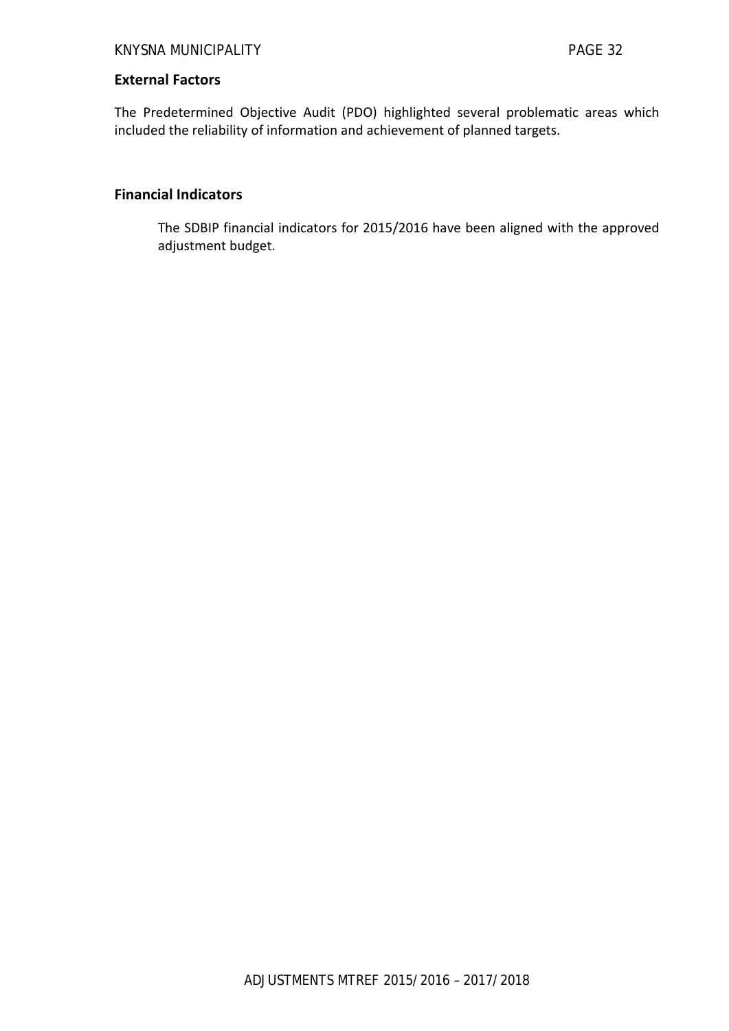## External Factors

The Predetermined Objective Audit (PDO) highlighted several problematic areas which included the reliability of information and achievement of planned targets.

## Financial Indicators

The SDBIP financial indicators for 2015/2016 have been aligned with the approved adjustment budget.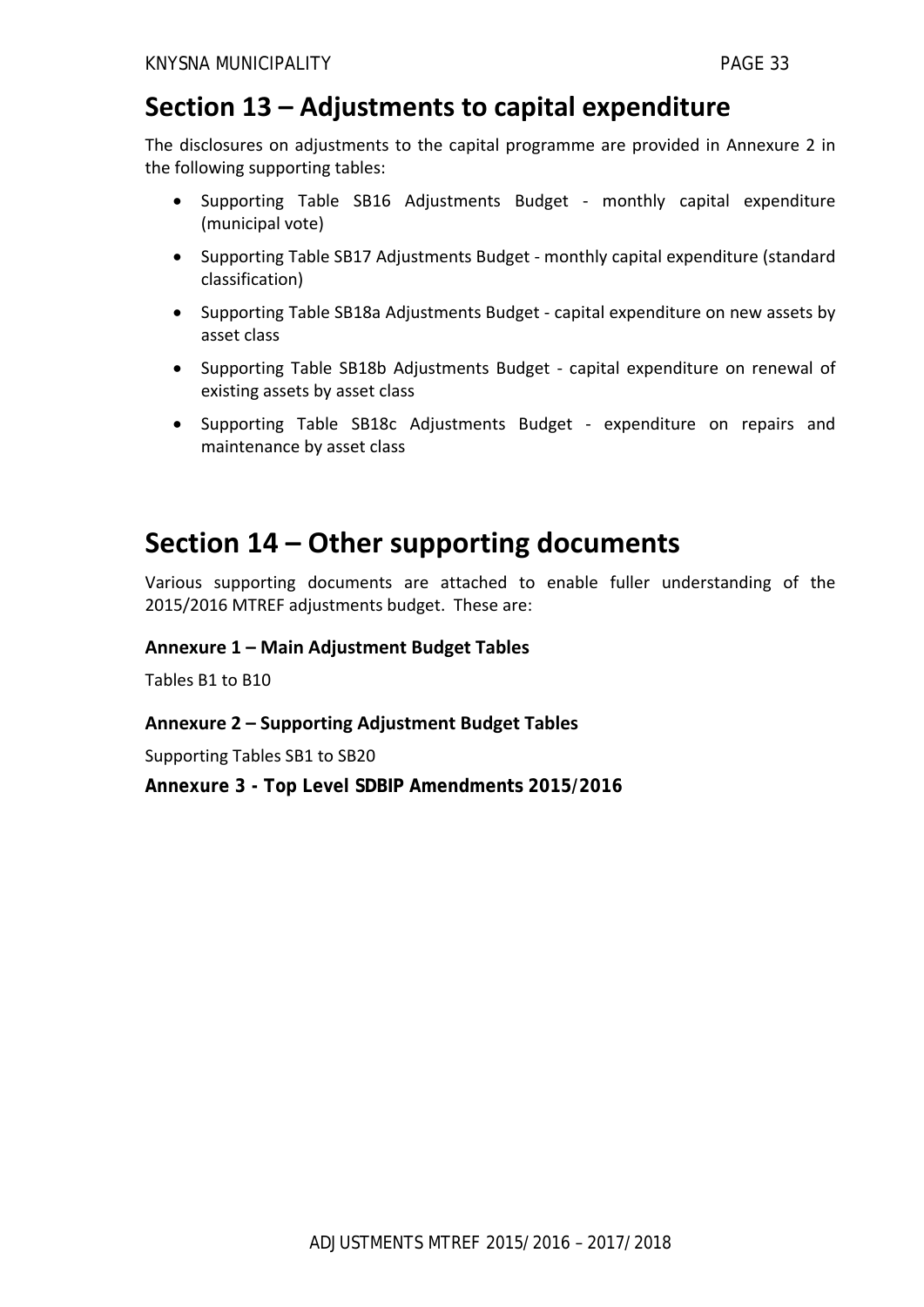## Section 13 – Adjustments to capital expenditure

The disclosures on adjustments to the capital programme are provided in Annexure 2 in the following supporting tables:

- Supporting Table SB16 Adjustments Budget - monthly capital expenditure (municipal vote)
- Supporting Table SB17 Adjustments Budget - monthly capital expenditure (standard classification)
- Supporting Table SB18a Adjustments Budget - capital expenditure on new assets by asset class
- Supporting Table SB18b Adjustments Budget - capital expenditure on renewal of existing assets by asset class
- Supporting Table SB18c Adjustments Budget - expenditure on repairs and maintenance by asset class

## Section 14 – Other supporting documents

Various supporting documents are attached to enable fuller understanding of the 2015/2016 MTREF adjustments budget. These are:

### Annexure 1 – Main Adjustment Budget Tables

Tables B1 to B10

### Annexure 2 – Supporting Adjustment Budget Tables

Supporting Tables SB1 to SB20

### Annexure 3 - Top Level SDBIP Amendments 2015/2016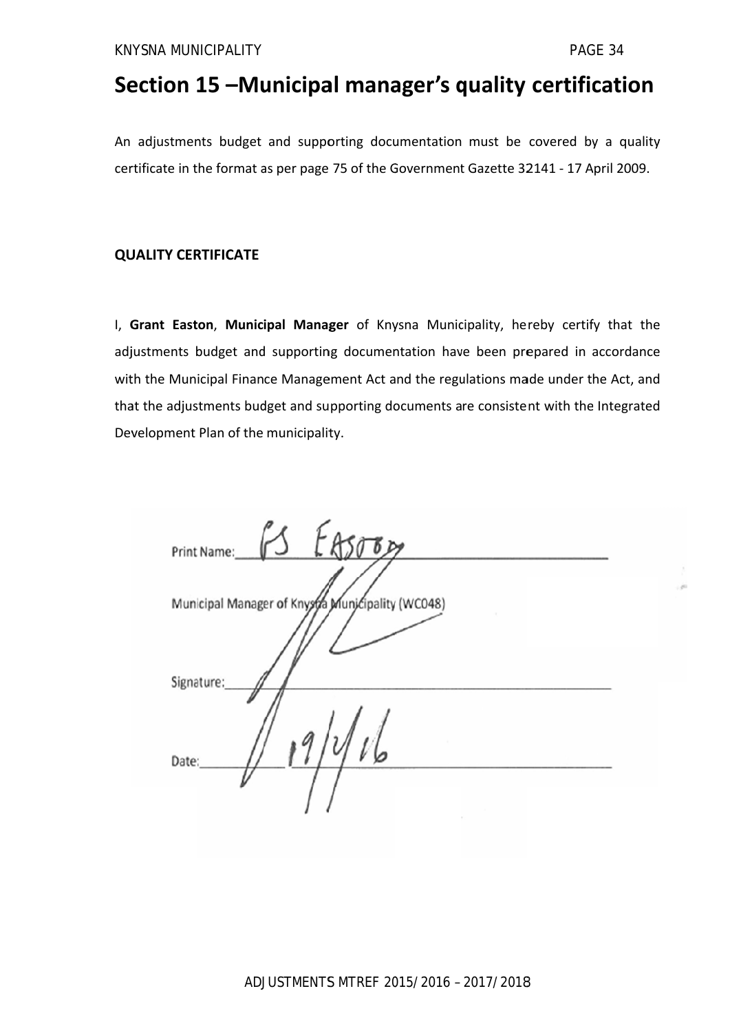# Section 15 –Municipal manager's quality certification

An adjustments budget and supporting documentation must be covered by a quality certificate in the format as per page 75 of the Government Gazette 32141 - 17 April 2009.

**QUALITY CERTIFICATE**

I, **Grant Easton**, **Municipal Manager** of Knysna Municipality, hereby certify that the adjustments budget and supporting documentation have been prepared in accordance with the Municipal Finance Management Act and the regulations made under the Act, and that the adjustments budget and supporting documents are consistent with the Integrated Development Plan of the municipality.

Print Name: GS EASTON

Municipal Manager of Knysna Municipality (WC048)

Signature:

Date: 19/4/16